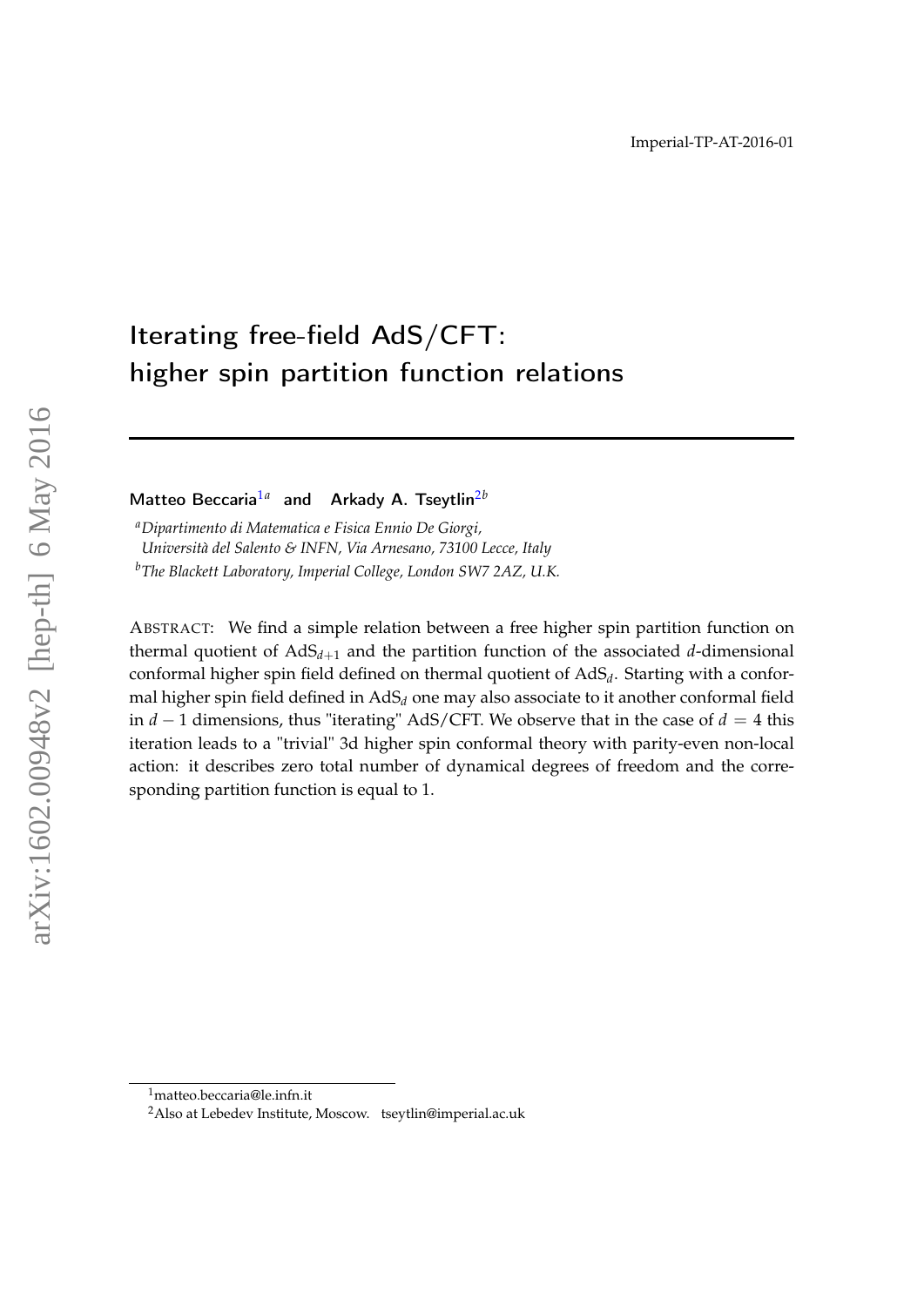Imperial-TP-AT-2016-01

# Iterating free-field AdS/CFT: higher spin partition function relations

**Matteo Beccaria**[1a] and **Arkady A. Tseytlin**[2b]

[a] *Dipartimento di Matematica e Fisica Ennio De Giorgi, Università del Salento & INFN, Via Arnesano, 73100 Lecce, Italy*

[b] *The Blackett Laboratory, Imperial College, London SW7 2AZ, U.K.*

ABSTRACT: We find a simple relation between a free higher spin partition function on thermal quotient of $\mathrm{AdS}_{d+1}$ and the partition function of the associated $d$-dimensional conformal higher spin field defined on thermal quotient of $\mathrm{AdS}_d$. Starting with a conformal higher spin field defined in $\mathrm{AdS}_d$ one may also associate to it another conformal field in $d-1$ dimensions, thus "iterating" AdS/CFT. We observe that in the case of $d = 4$ this iteration leads to a "trivial" 3d higher spin conformal theory with parity-even non-local action: it describes zero total number of dynamical degrees of freedom and the corresponding partition function is equal to 1.

[1] matteo.beccaria@le.infn.it

[2] Also at Lebedev Institute, Moscow. tseytlin@imperial.ac.uk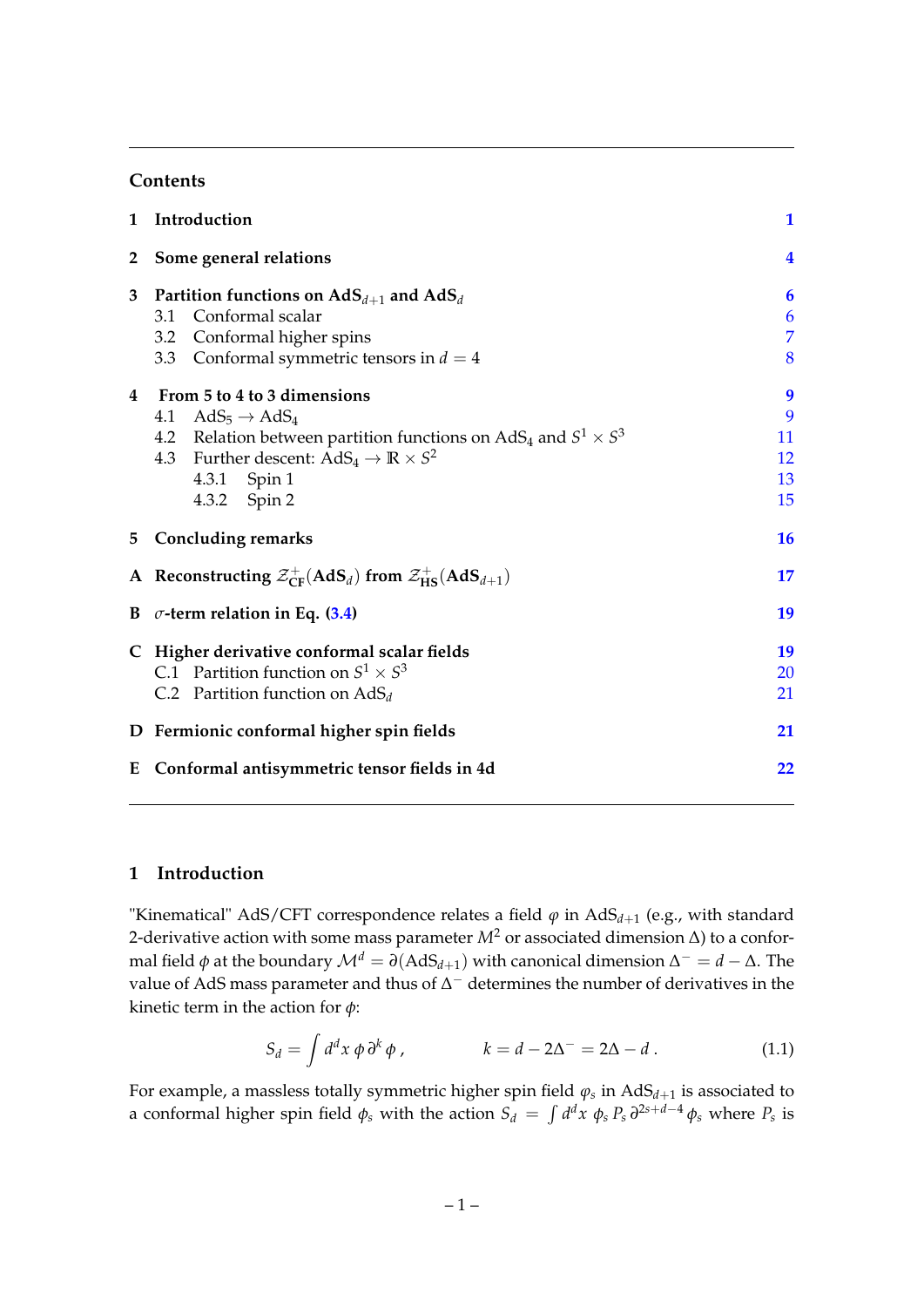## Contents

| | | |
|---|---|---|
| **1** | **Introduction** | **1** |
| **2** | **Some general relations** | **4** |
| **3** | **Partition functions on AdS$_{d+1}$ and AdS$_d$** | **6** |
| 3.1 | Conformal scalar | 6 |
| 3.2 | Conformal higher spins | 7 |
| 3.3 | Conformal symmetric tensors in $d = 4$ | 8 |
| **4** | **From 5 to 4 to 3 dimensions** | **9** |
| 4.1 | AdS$_5$ $\to$ AdS$_4$ | 9 |
| 4.2 | Relation between partition functions on AdS$_4$ and $S^1 \times S^3$ | 11 |
| 4.3 | Further descent: AdS$_4$ $\to \mathbb{R} \times S^2$ | 12 |
| 4.3.1 | Spin 1 | 13 |
| 4.3.2 | Spin 2 | 15 |
| **5** | **Concluding remarks** | **16** |
| **A** | **Reconstructing $\mathcal{Z}^+_{\rm CF}$(AdS$_d$) from $\mathcal{Z}^+_{\rm HS}$(AdS$_{d+1}$)** | **17** |
| **B** | **$\sigma$-term relation in Eq. (3.4)** | **19** |
| **C** | **Higher derivative conformal scalar fields** | **19** |
| C.1 | Partition function on $S^1 \times S^3$ | 20 |
| C.2 | Partition function on AdS$_d$ | 21 |
| **D** | **Fermionic conformal higher spin fields** | **21** |
| **E** | **Conformal antisymmetric tensor fields in 4d** | **22** |

## 1 Introduction

"Kinematical" AdS/CFT correspondence relates a field $\varphi$ in AdS$_{d+1}$ (e.g., with standard 2-derivative action with some mass parameter $M^2$ or associated dimension $\Delta$) to a conformal field $\phi$ at the boundary $\mathcal{M}^d = \partial(\text{AdS}_{d+1})$ with canonical dimension $\Delta^- = d - \Delta$. The value of AdS mass parameter and thus of $\Delta^-$ determines the number of derivatives in the kinetic term in the action for $\phi$:

$$S_d = \int d^d x \, \phi \, \partial^k \, \phi \, , \qquad\qquad k = d - 2\Delta^- = 2\Delta - d \, . \tag{1.1}$$

For example, a massless totally symmetric higher spin field $\varphi_s$ in AdS$_{d+1}$ is associated to a conformal higher spin field $\phi_s$ with the action $S_d = \int d^d x \; \phi_s \, P_s \, \partial^{2s+d-4} \, \phi_s$ where $P_s$ is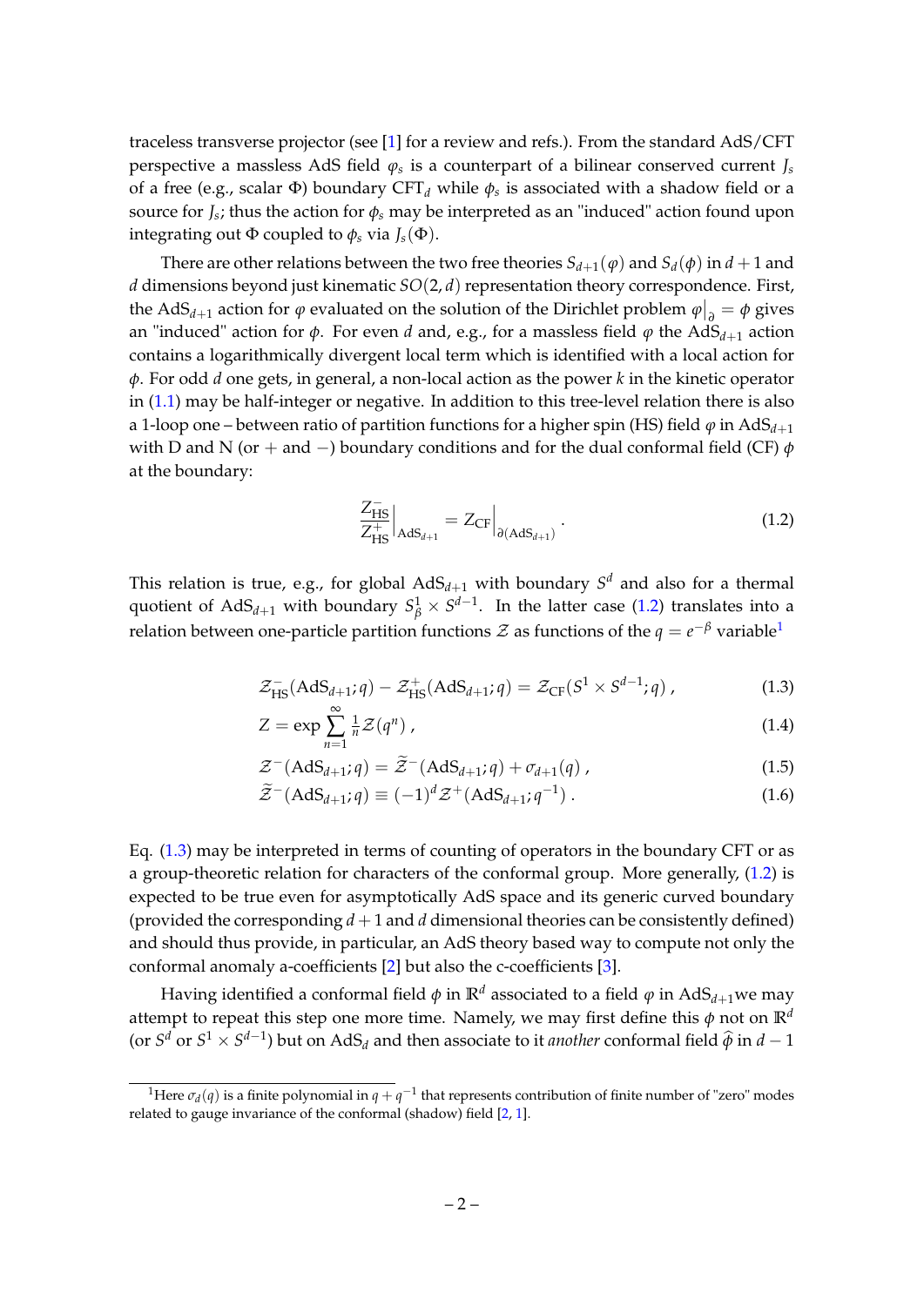traceless transverse projector (see [1] for a review and refs.). From the standard AdS/CFT perspective a massless AdS field $\varphi_s$ is a counterpart of a bilinear conserved current $J_s$ of a free (e.g., scalar $\Phi$) boundary CFT$_d$ while $\phi_s$ is associated with a shadow field or a source for $J_s$; thus the action for $\phi_s$ may be interpreted as an "induced" action found upon integrating out $\Phi$ coupled to $\phi_s$ via $J_s(\Phi)$.

There are other relations between the two free theories $S_{d+1}(\varphi)$ and $S_d(\phi)$ in $d+1$ and $d$ dimensions beyond just kinematic $SO(2,d)$ representation theory correspondence. First, the AdS$_{d+1}$ action for $\varphi$ evaluated on the solution of the Dirichlet problem $\varphi\big|_\partial = \phi$ gives an "induced" action for $\phi$. For even $d$ and, e.g., for a massless field $\varphi$ the AdS$_{d+1}$ action contains a logarithmically divergent local term which is identified with a local action for $\phi$. For odd $d$ one gets, in general, a non-local action as the power $k$ in the kinetic operator in (1.1) may be half-integer or negative. In addition to this tree-level relation there is also a 1-loop one – between ratio of partition functions for a higher spin (HS) field $\varphi$ in AdS$_{d+1}$ with D and N (or $+$ and $-$) boundary conditions and for the dual conformal field (CF) $\phi$ at the boundary:

$$\frac{Z^-_{\rm HS}}{Z^+_{\rm HS}}\Big|_{{\rm AdS}_{d+1}} = Z_{\rm CF}\Big|_{\partial({\rm AdS}_{d+1})} . \tag{1.2}$$

This relation is true, e.g., for global AdS$_{d+1}$ with boundary $S^d$ and also for a thermal quotient of AdS$_{d+1}$ with boundary $S^1_\beta \times S^{d-1}$. In the latter case (1.2) translates into a relation between one-particle partition functions $\mathcal{Z}$ as functions of the $q = e^{-\beta}$ variable[1]

$$\mathcal{Z}^-_{\rm HS}({\rm AdS}_{d+1}; q) - \mathcal{Z}^+_{\rm HS}({\rm AdS}_{d+1}; q) = \mathcal{Z}_{\rm CF}(S^1 \times S^{d-1}; q) , \tag{1.3}$$

$$Z = \exp \sum_{n=1}^{\infty} \tfrac{1}{n} \mathcal{Z}(q^n) , \tag{1.4}$$

$$\mathcal{Z}^-({\rm AdS}_{d+1}; q) = \widetilde{\mathcal{Z}}^-({\rm AdS}_{d+1}; q) + \sigma_{d+1}(q) , \tag{1.5}$$

$$\widetilde{\mathcal{Z}}^-({\rm AdS}_{d+1}; q) \equiv (-1)^d \mathcal{Z}^+({\rm AdS}_{d+1}; q^{-1}) . \tag{1.6}$$

Eq. (1.3) may be interpreted in terms of counting of operators in the boundary CFT or as a group-theoretic relation for characters of the conformal group. More generally, (1.2) is expected to be true even for asymptotically AdS space and its generic curved boundary (provided the corresponding $d+1$ and $d$ dimensional theories can be consistently defined) and should thus provide, in particular, an AdS theory based way to compute not only the conformal anomaly a-coefficients [2] but also the c-coefficients [3].

Having identified a conformal field $\phi$ in $\mathbb{R}^d$ associated to a field $\varphi$ in AdS$_{d+1}$we may attempt to repeat this step one more time. Namely, we may first define this $\phi$ not on $\mathbb{R}^d$ (or $S^d$ or $S^1 \times S^{d-1}$) but on AdS$_d$ and then associate to it *another* conformal field $\widehat{\phi}$ in $d-1$

---

[1] Here $\sigma_d(q)$ is a finite polynomial in $q + q^{-1}$ that represents contribution of finite number of "zero" modes related to gauge invariance of the conformal (shadow) field [2, 1].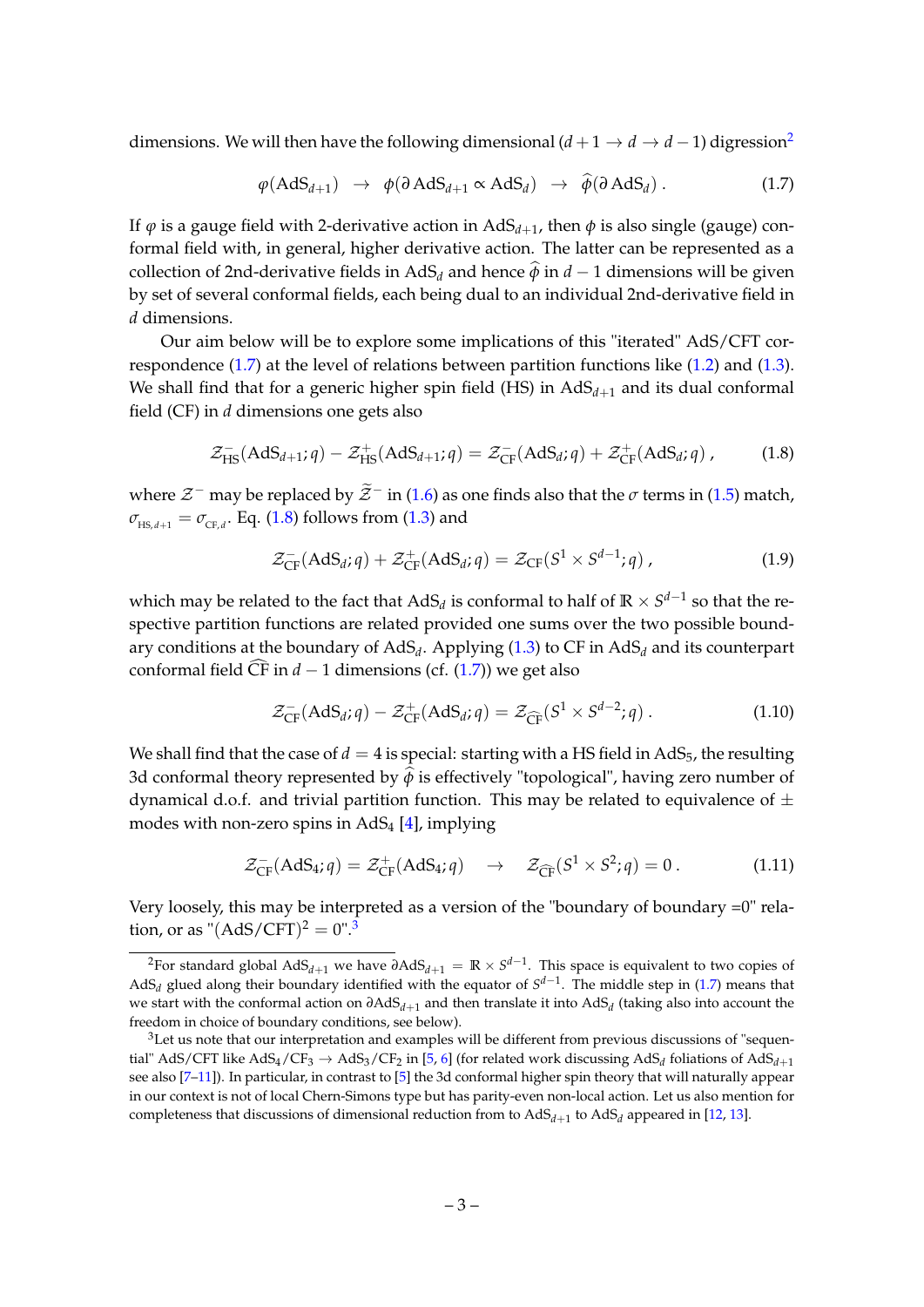dimensions. We will then have the following dimensional ($d+1 \to d \to d-1$) digression[2]

$$\varphi(\mathrm{AdS}_{d+1}) \quad \to \quad \phi(\partial\,\mathrm{AdS}_{d+1} \propto \mathrm{AdS}_d) \quad \to \quad \widehat{\phi}(\partial\,\mathrm{AdS}_d)\ . \tag{1.7}$$

If $\varphi$ is a gauge field with 2-derivative action in $\mathrm{AdS}_{d+1}$, then $\phi$ is also single (gauge) conformal field with, in general, higher derivative action. The latter can be represented as a collection of 2nd-derivative fields in $\mathrm{AdS}_d$ and hence $\widehat{\phi}$ in $d-1$ dimensions will be given by set of several conformal fields, each being dual to an individual 2nd-derivative field in $d$ dimensions.

Our aim below will be to explore some implications of this "iterated" AdS/CFT correspondence (1.7) at the level of relations between partition functions like (1.2) and (1.3). We shall find that for a generic higher spin field (HS) in $\mathrm{AdS}_{d+1}$ and its dual conformal field (CF) in $d$ dimensions one gets also

$$\mathcal{Z}^-_{\rm HS}(\mathrm{AdS}_{d+1};q) - \mathcal{Z}^+_{\rm HS}(\mathrm{AdS}_{d+1};q) = \mathcal{Z}^-_{\rm CF}(\mathrm{AdS}_d;q) + \mathcal{Z}^+_{\rm CF}(\mathrm{AdS}_d;q)\ , \tag{1.8}$$

where $\mathcal{Z}^-$ may be replaced by $\widetilde{\mathcal{Z}}^-$ in (1.6) as one finds also that the $\sigma$ terms in (1.5) match, $\sigma_{_{{\rm HS},d+1}} = \sigma_{_{{\rm CF},d}}$. Eq. (1.8) follows from (1.3) and

$$\mathcal{Z}^-_{\rm CF}(\mathrm{AdS}_d;q) + \mathcal{Z}^+_{\rm CF}(\mathrm{AdS}_d;q) = \mathcal{Z}_{\rm CF}(S^1\times S^{d-1};q)\ , \tag{1.9}$$

which may be related to the fact that $\mathrm{AdS}_d$ is conformal to half of $\mathbb{R}\times S^{d-1}$ so that the respective partition functions are related provided one sums over the two possible boundary conditions at the boundary of $\mathrm{AdS}_d$. Applying (1.3) to CF in $\mathrm{AdS}_d$ and its counterpart conformal field $\widehat{\rm CF}$ in $d-1$ dimensions (cf. (1.7)) we get also

$$\mathcal{Z}^-_{\rm CF}(\mathrm{AdS}_d;q) - \mathcal{Z}^+_{\rm CF}(\mathrm{AdS}_d;q) = \mathcal{Z}_{\widehat{\rm CF}}(S^1\times S^{d-2};q)\ . \tag{1.10}$$

We shall find that the case of $d=4$ is special: starting with a HS field in $\mathrm{AdS}_5$, the resulting 3d conformal theory represented by $\widehat{\phi}$ is effectively "topological", having zero number of dynamical d.o.f. and trivial partition function. This may be related to equivalence of $\pm$ modes with non-zero spins in $\mathrm{AdS}_4$ [4], implying

$$\mathcal{Z}^-_{\rm CF}(\mathrm{AdS}_4;q) = \mathcal{Z}^+_{\rm CF}(\mathrm{AdS}_4;q) \quad \to \quad \mathcal{Z}_{\widehat{\rm CF}}(S^1\times S^2;q) = 0\ . \tag{1.11}$$

Very loosely, this may be interpreted as a version of the "boundary of boundary =0" relation, or as "$(\mathrm{AdS/CFT})^2 = 0$".[3]

---

[2] For standard global $\mathrm{AdS}_{d+1}$ we have $\partial\mathrm{AdS}_{d+1} = \mathbb{R}\times S^{d-1}$. This space is equivalent to two copies of $\mathrm{AdS}_d$ glued along their boundary identified with the equator of $S^{d-1}$. The middle step in (1.7) means that we start with the conformal action on $\partial\mathrm{AdS}_{d+1}$ and then translate it into $\mathrm{AdS}_d$ (taking also into account the freedom in choice of boundary conditions, see below).

[3] Let us note that our interpretation and examples will be different from previous discussions of "sequential" AdS/CFT like $\mathrm{AdS}_4/\mathrm{CF}_3 \to \mathrm{AdS}_3/\mathrm{CF}_2$ in [5, 6] (for related work discussing $\mathrm{AdS}_d$ foliations of $\mathrm{AdS}_{d+1}$ see also [7–11]). In particular, in contrast to [5] the 3d conformal higher spin theory that will naturally appear in our context is not of local Chern-Simons type but has parity-even non-local action. Let us also mention for completeness that discussions of dimensional reduction from to $\mathrm{AdS}_{d+1}$ to $\mathrm{AdS}_d$ appeared in [12, 13].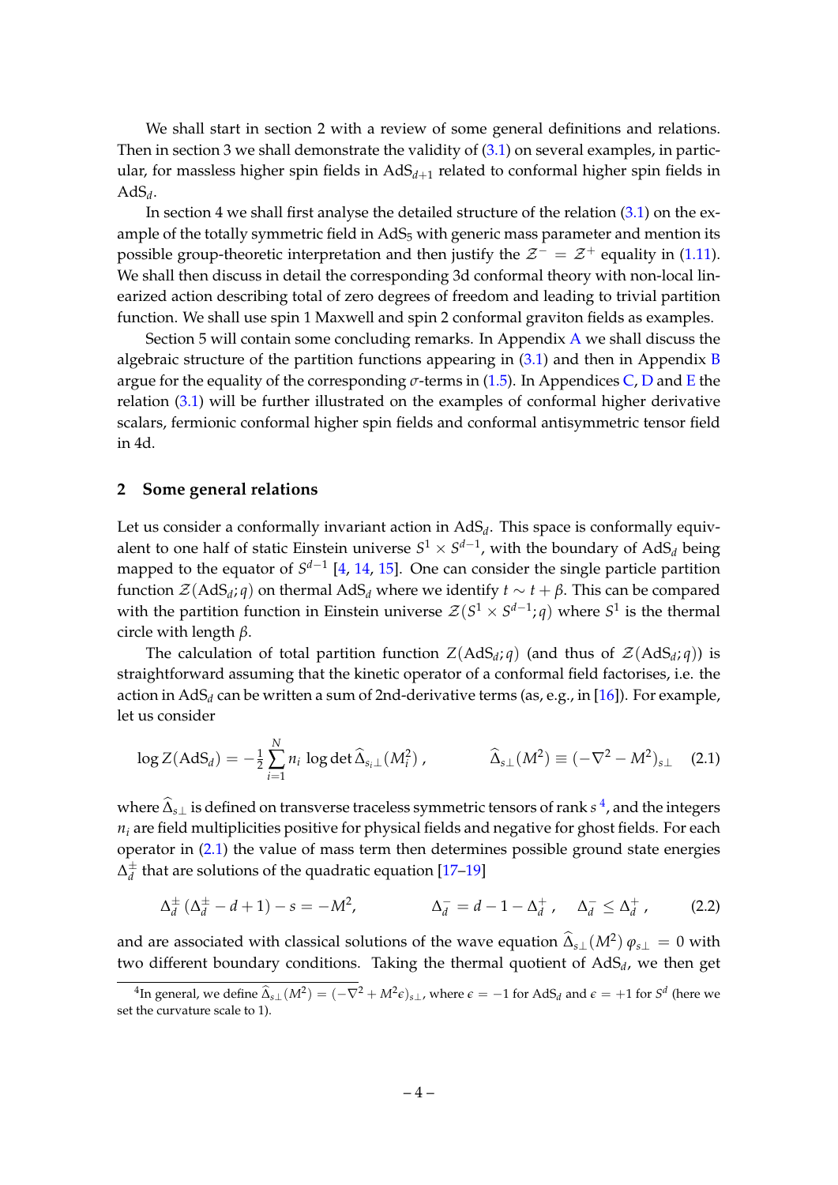We shall start in section 2 with a review of some general definitions and relations. Then in section 3 we shall demonstrate the validity of (3.1) on several examples, in particular, for massless higher spin fields in AdS$_{d+1}$ related to conformal higher spin fields in AdS$_d$.

In section 4 we shall first analyse the detailed structure of the relation (3.1) on the example of the totally symmetric field in AdS$_5$ with generic mass parameter and mention its possible group-theoretic interpretation and then justify the $\mathcal{Z}^- = \mathcal{Z}^+$ equality in (1.11). We shall then discuss in detail the corresponding 3d conformal theory with non-local linearized action describing total of zero degrees of freedom and leading to trivial partition function. We shall use spin 1 Maxwell and spin 2 conformal graviton fields as examples.

Section 5 will contain some concluding remarks. In Appendix A we shall discuss the algebraic structure of the partition functions appearing in (3.1) and then in Appendix B argue for the equality of the corresponding $\sigma$-terms in (1.5). In Appendices C, D and E the relation (3.1) will be further illustrated on the examples of conformal higher derivative scalars, fermionic conformal higher spin fields and conformal antisymmetric tensor field in 4d.

## 2 Some general relations

Let us consider a conformally invariant action in AdS$_d$. This space is conformally equivalent to one half of static Einstein universe $S^1 \times S^{d-1}$, with the boundary of AdS$_d$ being mapped to the equator of $S^{d-1}$ [4, 14, 15]. One can consider the single particle partition function $\mathcal{Z}(\text{AdS}_d; q)$ on thermal AdS$_d$ where we identify $t \sim t + \beta$. This can be compared with the partition function in Einstein universe $\mathcal{Z}(S^1 \times S^{d-1}; q)$ where $S^1$ is the thermal circle with length $\beta$.

The calculation of total partition function $Z(\text{AdS}_d; q)$ (and thus of $\mathcal{Z}(\text{AdS}_d; q)$) is straightforward assuming that the kinetic operator of a conformal field factorises, i.e. the action in AdS$_d$ can be written a sum of 2nd-derivative terms (as, e.g., in [16]). For example, let us consider

$$\log Z(\text{AdS}_d) = -\tfrac{1}{2} \sum_{i=1}^{N} n_i \, \log \det \widehat{\Delta}_{s_i \perp}(M_i^2) \,, \qquad \widehat{\Delta}_{s\perp}(M^2) \equiv (-\nabla^2 - M^2)_{s\perp} \tag{2.1}$$

where $\widehat{\Delta}_{s\perp}$ is defined on transverse traceless symmetric tensors of rank $s$ [4], and the integers $n_i$ are field multiplicities positive for physical fields and negative for ghost fields. For each operator in (2.1) the value of mass term then determines possible ground state energies $\Delta_d^{\pm}$ that are solutions of the quadratic equation [17–19]

$$\Delta_d^{\pm}\,(\Delta_d^{\pm} - d + 1) - s = -M^2, \qquad \Delta_d^{-} = d - 1 - \Delta_d^{+} \,, \quad \Delta_d^{-} \leq \Delta_d^{+} \,, \tag{2.2}$$

and are associated with classical solutions of the wave equation $\widehat{\Delta}_{s\perp}(M^2)\, \varphi_{s\perp} = 0$ with two different boundary conditions. Taking the thermal quotient of AdS$_d$, we then get

[4] In general, we define $\widehat{\Delta}_{s\perp}(M^2) = (-\nabla^2 + M^2 \epsilon)_{s\perp}$, where $\epsilon = -1$ for AdS$_d$ and $\epsilon = +1$ for $S^d$ (here we set the curvature scale to 1).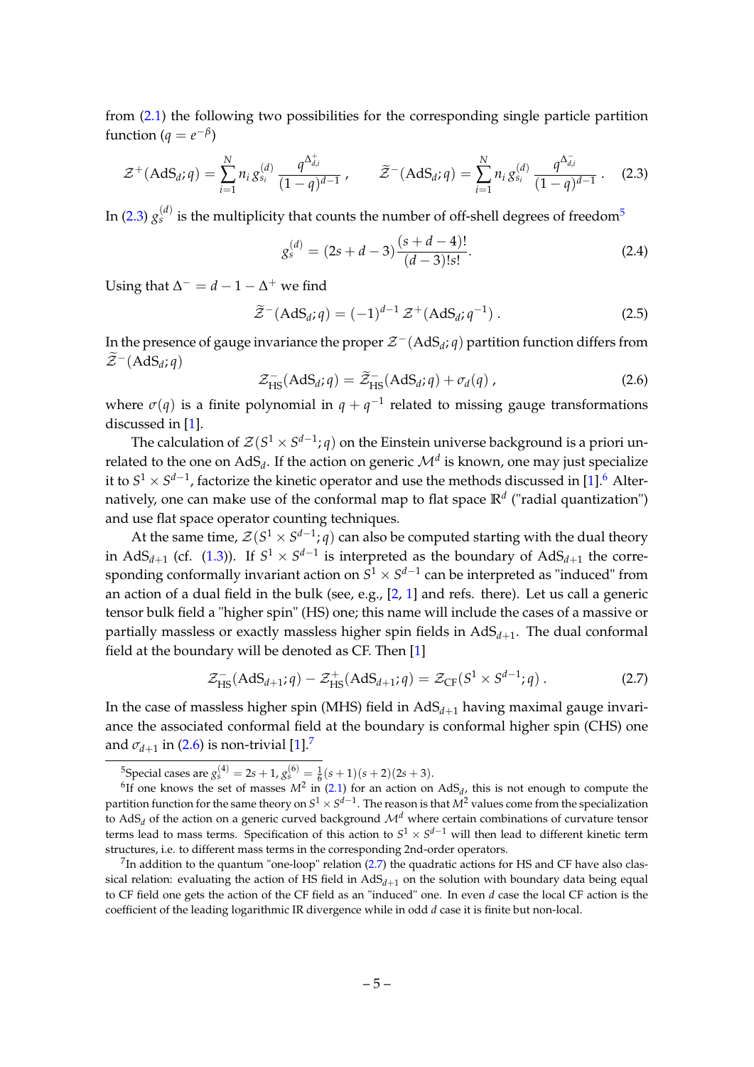from (2.1) the following two possibilities for the corresponding single particle partition function ($q = e^{-\beta}$)

$$\mathcal{Z}^{+}(\mathrm{AdS}_d; q) = \sum_{i=1}^{N} n_i \, g^{(d)}_{s_i} \, \frac{q^{\Delta^{+}_{d,i}}}{(1-q)^{d-1}} \, , \qquad \widetilde{\mathcal{Z}}^{-}(\mathrm{AdS}_d; q) = \sum_{i=1}^{N} n_i \, g^{(d)}_{s_i} \, \frac{q^{\Delta^{-}_{d,i}}}{(1-q)^{d-1}} \, . \tag{2.3}$$

In (2.3) $g^{(d)}_s$ is the multiplicity that counts the number of off-shell degrees of freedom[5]

$$g^{(d)}_s = (2s+d-3)\frac{(s+d-4)!}{(d-3)!s!}. \tag{2.4}$$

Using that $\Delta^{-} = d-1-\Delta^{+}$ we find

$$\widetilde{\mathcal{Z}}^{-}(\mathrm{AdS}_d; q) = (-1)^{d-1} \, \mathcal{Z}^{+}(\mathrm{AdS}_d; q^{-1}) \, . \tag{2.5}$$

In the presence of gauge invariance the proper $\mathcal{Z}^{-}(\mathrm{AdS}_d; q)$ partition function differs from $\widetilde{\mathcal{Z}}^{-}(\mathrm{AdS}_d; q)$

$$\mathcal{Z}^{-}_{\mathrm{HS}}(\mathrm{AdS}_d; q) = \widetilde{\mathcal{Z}}^{-}_{\mathrm{HS}}(\mathrm{AdS}_d; q) + \sigma_d(q) \, , \tag{2.6}$$

where $\sigma(q)$ is a finite polynomial in $q + q^{-1}$ related to missing gauge transformations discussed in [1].

The calculation of $\mathcal{Z}(S^1 \times S^{d-1}; q)$ on the Einstein universe background is a priori unrelated to the one on $\mathrm{AdS}_d$. If the action on generic $\mathcal{M}^d$ is known, one may just specialize it to $S^1 \times S^{d-1}$, factorize the kinetic operator and use the methods discussed in [1].[6] Alternatively, one can make use of the conformal map to flat space $\mathbb{R}^d$ ("radial quantization") and use flat space operator counting techniques.

At the same time, $\mathcal{Z}(S^1 \times S^{d-1}; q)$ can also be computed starting with the dual theory in $\mathrm{AdS}_{d+1}$ (cf. (1.3)). If $S^1 \times S^{d-1}$ is interpreted as the boundary of $\mathrm{AdS}_{d+1}$ the corresponding conformally invariant action on $S^1 \times S^{d-1}$ can be interpreted as "induced" from an action of a dual field in the bulk (see, e.g., [2, 1] and refs. there). Let us call a generic tensor bulk field a "higher spin" (HS) one; this name will include the cases of a massive or partially massless or exactly massless higher spin fields in $\mathrm{AdS}_{d+1}$. The dual conformal field at the boundary will be denoted as CF. Then [1]

$$\mathcal{Z}^{-}_{\mathrm{HS}}(\mathrm{AdS}_{d+1}; q) - \mathcal{Z}^{+}_{\mathrm{HS}}(\mathrm{AdS}_{d+1}; q) = \mathcal{Z}_{\mathrm{CF}}(S^1 \times S^{d-1}; q) \, . \tag{2.7}$$

In the case of massless higher spin (MHS) field in $\mathrm{AdS}_{d+1}$ having maximal gauge invariance the associated conformal field at the boundary is conformal higher spin (CHS) one and $\sigma_{d+1}$ in (2.6) is non-trivial [1].[7]

---

[5] Special cases are $g^{(4)}_s = 2s+1$, $g^{(6)}_s = \frac{1}{6}(s+1)(s+2)(2s+3)$.

[6] If one knows the set of masses $M^2$ in (2.1) for an action on $\mathrm{AdS}_d$, this is not enough to compute the partition function for the same theory on $S^1 \times S^{d-1}$. The reason is that $M^2$ values come from the specialization to $\mathrm{AdS}_d$ of the action on a generic curved background $\mathcal{M}^d$ where certain combinations of curvature tensor terms lead to mass terms. Specification of this action to $S^1 \times S^{d-1}$ will then lead to different kinetic term structures, i.e. to different mass terms in the corresponding 2nd-order operators.

[7] In addition to the quantum "one-loop" relation (2.7) the quadratic actions for HS and CF have also classical relation: evaluating the action of HS field in $\mathrm{AdS}_{d+1}$ on the solution with boundary data being equal to CF field one gets the action of the CF field as an "induced" one. In even $d$ case the local CF action is the coefficient of the leading logarithmic IR divergence while in odd $d$ case it is finite but non-local.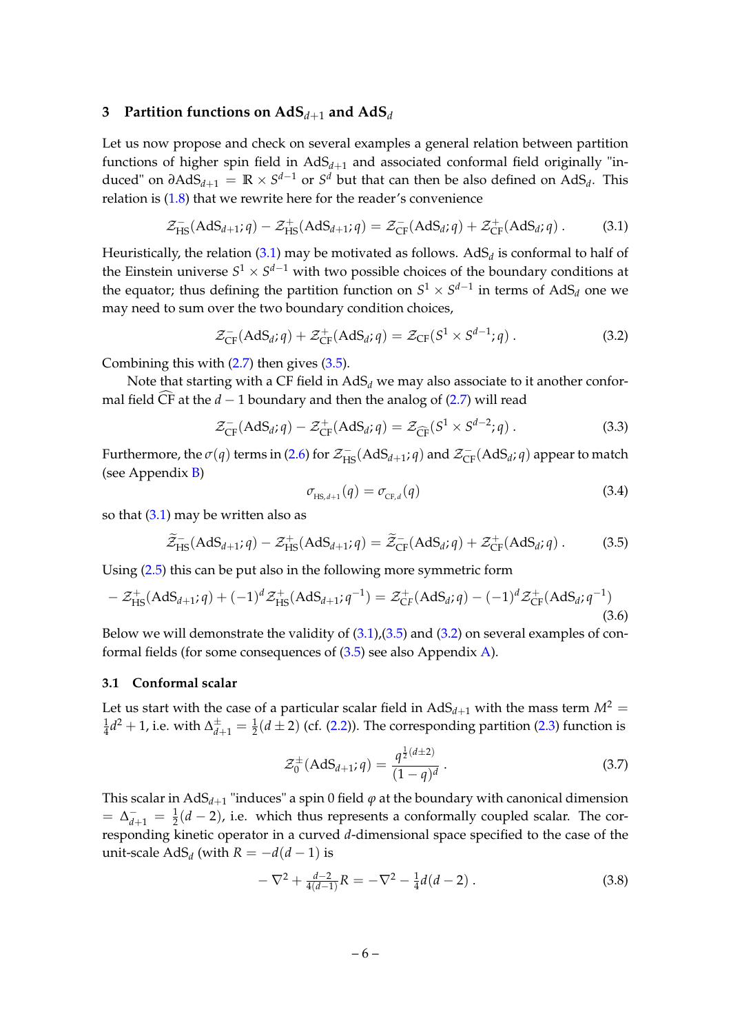## 3 Partition functions on AdS$_{d+1}$ and AdS$_d$

Let us now propose and check on several examples a general relation between partition functions of higher spin field in AdS$_{d+1}$ and associated conformal field originally "induced" on $\partial$AdS$_{d+1}$ = $\mathbb{R} \times S^{d-1}$ or $S^d$ but that can then be also defined on AdS$_d$. This relation is (1.8) that we rewrite here for the reader's convenience

$$\mathcal{Z}^-_{\rm HS}({\rm AdS}_{d+1};q) - \mathcal{Z}^+_{\rm HS}({\rm AdS}_{d+1};q) = \mathcal{Z}^-_{\rm CF}({\rm AdS}_d;q) + \mathcal{Z}^+_{\rm CF}({\rm AdS}_d;q)\,. \tag{3.1}$$

Heuristically, the relation (3.1) may be motivated as follows. AdS$_d$ is conformal to half of the Einstein universe $S^1 \times S^{d-1}$ with two possible choices of the boundary conditions at the equator; thus defining the partition function on $S^1 \times S^{d-1}$ in terms of AdS$_d$ one we may need to sum over the two boundary condition choices,

$$\mathcal{Z}^-_{\rm CF}({\rm AdS}_d;q) + \mathcal{Z}^+_{\rm CF}({\rm AdS}_d;q) = \mathcal{Z}_{\rm CF}(S^1 \times S^{d-1};q)\,. \tag{3.2}$$

Combining this with (2.7) then gives (3.5).

Note that starting with a CF field in AdS$_d$ we may also associate to it another conformal field $\widehat{\rm CF}$ at the $d-1$ boundary and then the analog of (2.7) will read

$$\mathcal{Z}^-_{\rm CF}({\rm AdS}_d;q) - \mathcal{Z}^+_{\rm CF}({\rm AdS}_d;q) = \mathcal{Z}_{\widehat{\rm CF}}(S^1 \times S^{d-2};q)\,. \tag{3.3}$$

Furthermore, the $\sigma(q)$ terms in (2.6) for $\mathcal{Z}^-_{\rm HS}({\rm AdS}_{d+1};q)$ and $\mathcal{Z}^-_{\rm CF}({\rm AdS}_d;q)$ appear to match (see Appendix B)

$$\sigma_{_{{\rm HS},d+1}}(q) = \sigma_{_{{\rm CF},d}}(q) \tag{3.4}$$

so that (3.1) may be written also as

$$\widetilde{\mathcal{Z}}^-_{\rm HS}({\rm AdS}_{d+1};q) - \mathcal{Z}^+_{\rm HS}({\rm AdS}_{d+1};q) = \widetilde{\mathcal{Z}}^-_{\rm CF}({\rm AdS}_d;q) + \mathcal{Z}^+_{\rm CF}({\rm AdS}_d;q)\,. \tag{3.5}$$

Using (2.5) this can be put also in the following more symmetric form

$$-\mathcal{Z}^+_{\rm HS}({\rm AdS}_{d+1};q) + (-1)^d \mathcal{Z}^+_{\rm HS}({\rm AdS}_{d+1};q^{-1}) = \mathcal{Z}^+_{\rm CF}({\rm AdS}_d;q) - (-1)^d \mathcal{Z}^+_{\rm CF}({\rm AdS}_d;q^{-1}) \tag{3.6}$$

Below we will demonstrate the validity of (3.1),(3.5) and (3.2) on several examples of conformal fields (for some consequences of (3.5) see also Appendix A).

### 3.1 Conformal scalar

Let us start with the case of a particular scalar field in AdS$_{d+1}$ with the mass term $M^2 = \frac{1}{4}d^2 + 1$, i.e. with $\Delta^{\pm}_{d+1} = \frac{1}{2}(d \pm 2)$ (cf. (2.2)). The corresponding partition (2.3) function is

$$\mathcal{Z}^{\pm}_0({\rm AdS}_{d+1};q) = \frac{q^{\frac{1}{2}(d\pm 2)}}{(1-q)^d}\,. \tag{3.7}$$

This scalar in AdS$_{d+1}$ "induces" a spin 0 field $\varphi$ at the boundary with canonical dimension $= \Delta^-_{d+1} = \frac{1}{2}(d-2)$, i.e. which thus represents a conformally coupled scalar. The corresponding kinetic operator in a curved $d$-dimensional space specified to the case of the unit-scale AdS$_d$ (with $R = -d(d-1)$ is

$$-\nabla^2 + \tfrac{d-2}{4(d-1)}R = -\nabla^2 - \tfrac{1}{4}d(d-2)\,. \tag{3.8}$$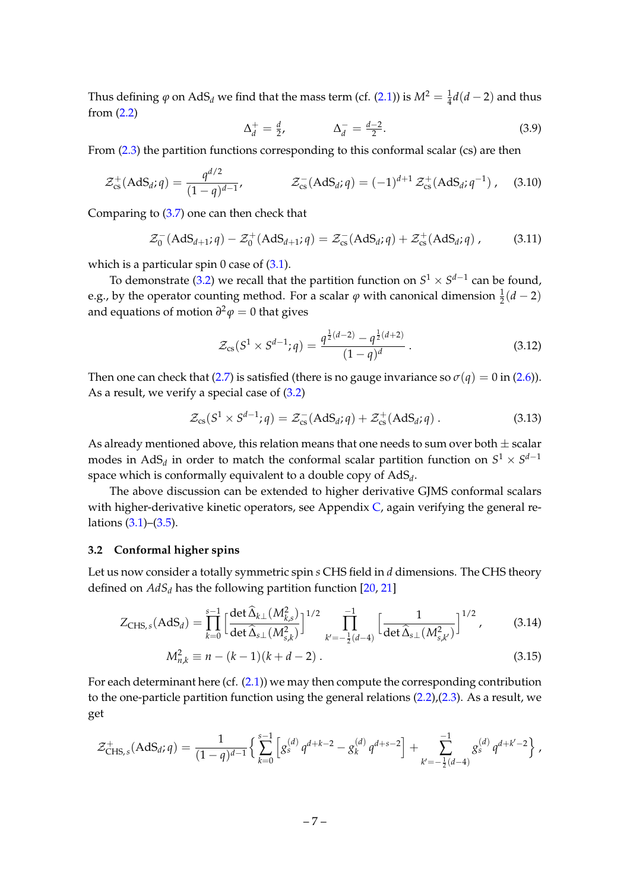Thus defining $\varphi$ on AdS$_d$ we find that the mass term (cf. (2.1)) is $M^2 = \frac{1}{4}d(d-2)$ and thus from (2.2)

$$\Delta_d^+ = \tfrac{d}{2}, \qquad\qquad \Delta_d^- = \tfrac{d-2}{2}. \tag{3.9}$$

From (2.3) the partition functions corresponding to this conformal scalar (cs) are then

$$\mathcal{Z}^+_{\rm cs}(\mathrm{AdS}_d; q) = \frac{q^{d/2}}{(1-q)^{d-1}}, \qquad\qquad \mathcal{Z}^-_{\rm cs}(\mathrm{AdS}_d; q) = (-1)^{d+1}\, \mathcal{Z}^+_{\rm cs}(\mathrm{AdS}_d; q^{-1})\ , \tag{3.10}$$

Comparing to (3.7) one can then check that

$$\mathcal{Z}^-_0(\mathrm{AdS}_{d+1}; q) - \mathcal{Z}^+_0(\mathrm{AdS}_{d+1}; q) = \mathcal{Z}^-_{\rm cs}(\mathrm{AdS}_d; q) + \mathcal{Z}^+_{\rm cs}(\mathrm{AdS}_d; q)\ , \tag{3.11}$$

which is a particular spin 0 case of (3.1).

To demonstrate (3.2) we recall that the partition function on $S^1 \times S^{d-1}$ can be found, e.g., by the operator counting method. For a scalar $\varphi$ with canonical dimension $\frac{1}{2}(d-2)$ and equations of motion $\partial^2\varphi = 0$ that gives

$$\mathcal{Z}_{\rm cs}(S^1 \times S^{d-1}; q) = \frac{q^{\frac{1}{2}(d-2)} - q^{\frac{1}{2}(d+2)}}{(1-q)^d}\ . \tag{3.12}$$

Then one can check that (2.7) is satisfied (there is no gauge invariance so $\sigma(q) = 0$ in (2.6)). As a result, we verify a special case of (3.2)

$$\mathcal{Z}_{\rm cs}(S^1 \times S^{d-1}; q) = \mathcal{Z}^-_{\rm cs}(\mathrm{AdS}_d; q) + \mathcal{Z}^+_{\rm cs}(\mathrm{AdS}_d; q)\ . \tag{3.13}$$

As already mentioned above, this relation means that one needs to sum over both $\pm$ scalar modes in AdS$_d$ in order to match the conformal scalar partition function on $S^1 \times S^{d-1}$ space which is conformally equivalent to a double copy of AdS$_d$.

The above discussion can be extended to higher derivative GJMS conformal scalars with higher-derivative kinetic operators, see Appendix C, again verifying the general relations (3.1)–(3.5).

### 3.2 Conformal higher spins

Let us now consider a totally symmetric spin $s$ CHS field in $d$ dimensions. The CHS theory defined on $AdS_d$ has the following partition function [20, 21]

$$\mathrm{Z}_{\mathrm{CHS},\, s}(\mathrm{AdS}_d) = \prod_{k=0}^{s-1} \Big[\frac{\det \widehat{\Delta}_{k\perp}(M^2_{k,s})}{\det \widehat{\Delta}_{s\perp}(M^2_{s,k})}\Big]^{1/2} \prod_{k'=-\frac{1}{2}(d-4)}^{-1} \Big[\frac{1}{\det \widehat{\Delta}_{s\perp}(M^2_{s,k'})}\Big]^{1/2}, \tag{3.14}$$

$$M^2_{n,k} \equiv n - (k-1)(k+d-2)\ . \tag{3.15}$$

For each determinant here (cf. (2.1)) we may then compute the corresponding contribution to the one-particle partition function using the general relations (2.2),(2.3). As a result, we get

$$\mathcal{Z}^+_{\mathrm{CHS},\, s}(\mathrm{AdS}_d; q) = \frac{1}{(1-q)^{d-1}} \Big\{ \sum_{k=0}^{s-1} \Big[ g^{(d)}_s\, q^{d+k-2} - g^{(d)}_k\, q^{d+s-2} \Big] + \sum_{k'=-\frac{1}{2}(d-4)}^{-1} g^{(d)}_s\, q^{d+k'-2} \Big\}\ ,$$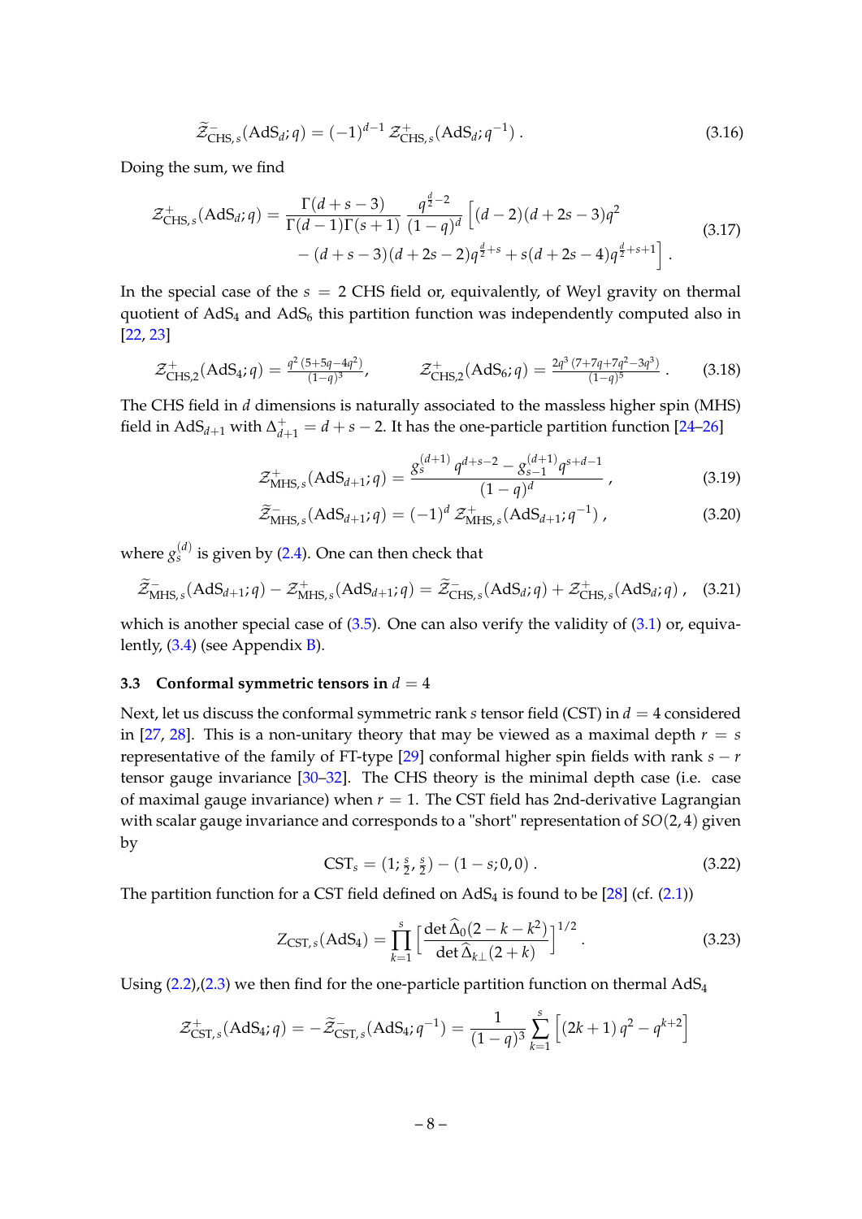$$\widetilde{\mathcal{Z}}^{-}_{\text{CHS},\,s}(\text{AdS}_d;q) = (-1)^{d-1}\,\mathcal{Z}^{+}_{\text{CHS},\,s}(\text{AdS}_d;q^{-1})\,. \tag{3.16}$$

Doing the sum, we find

$$\begin{aligned}\mathcal{Z}^{+}_{\text{CHS},\,s}(\text{AdS}_d;q) = \frac{\Gamma(d+s-3)}{\Gamma(d-1)\Gamma(s+1)}\,\frac{q^{\frac{d}{2}-2}}{(1-q)^d}\Big[&(d-2)(d+2s-3)q^2 \\ &-(d+s-3)(d+2s-2)q^{\frac{d}{2}+s}+s(d+2s-4)q^{\frac{d}{2}+s+1}\Big]\,.\end{aligned} \tag{3.17}$$

In the special case of the $s = 2$ CHS field or, equivalently, of Weyl gravity on thermal quotient of $\text{AdS}_4$ and $\text{AdS}_6$ this partition function was independently computed also in [22, 23]

$$\mathcal{Z}^{+}_{\text{CHS}\,2}(\text{AdS}_4;q) = \tfrac{q^2\,(5+5q-4q^2)}{(1-q)^3}, \qquad \mathcal{Z}^{+}_{\text{CHS}\,2}(\text{AdS}_6;q) = \tfrac{2q^3\,(7+7q+7q^2-3q^3)}{(1-q)^5}\,. \tag{3.18}$$

The CHS field in $d$ dimensions is naturally associated to the massless higher spin (MHS) field in $\text{AdS}_{d+1}$ with $\Delta^{+}_{d+1} = d+s-2$. It has the one-particle partition function [24–26]

$$\mathcal{Z}^{+}_{\text{MHS},\,s}(\text{AdS}_{d+1};q) = \frac{g^{(d+1)}_s\,q^{d+s-2} - g^{(d+1)}_{s-1}\,q^{s+d-1}}{(1-q)^d}\,, \tag{3.19}$$

$$\widetilde{\mathcal{Z}}^{-}_{\text{MHS},\,s}(\text{AdS}_{d+1};q) = (-1)^d\,\mathcal{Z}^{+}_{\text{MHS},\,s}(\text{AdS}_{d+1};q^{-1})\,, \tag{3.20}$$

where $g^{(d)}_s$ is given by (2.4). One can then check that

$$\widetilde{\mathcal{Z}}^{-}_{\text{MHS},\,s}(\text{AdS}_{d+1};q) - \mathcal{Z}^{+}_{\text{MHS},\,s}(\text{AdS}_{d+1};q) = \widetilde{\mathcal{Z}}^{-}_{\text{CHS},\,s}(\text{AdS}_d;q) + \mathcal{Z}^{+}_{\text{CHS},\,s}(\text{AdS}_d;q)\,, \tag{3.21}$$

which is another special case of (3.5). One can also verify the validity of (3.1) or, equivalently, (3.4) (see Appendix B).

### 3.3 Conformal symmetric tensors in $d = 4$

Next, let us discuss the conformal symmetric rank $s$ tensor field (CST) in $d = 4$ considered in [27, 28]. This is a non-unitary theory that may be viewed as a maximal depth $r = s$ representative of the family of FT-type [29] conformal higher spin fields with rank $s - r$ tensor gauge invariance [30–32]. The CHS theory is the minimal depth case (i.e. case of maximal gauge invariance) when $r = 1$. The CST field has 2nd-derivative Lagrangian with scalar gauge invariance and corresponds to a "short" representation of $SO(2,4)$ given by

$$\text{CST}_s = (1;\tfrac{s}{2},\tfrac{s}{2}) - (1-s;0,0)\,. \tag{3.22}$$

The partition function for a CST field defined on $\text{AdS}_4$ is found to be [28] (cf. (2.1))

$$Z_{\text{CST},\,s}(\text{AdS}_4) = \prod_{k=1}^{s}\Big[\frac{\det\widehat{\Delta}_0(2-k-k^2)}{\det\widehat{\Delta}_{k\perp}(2+k)}\Big]^{1/2}\,. \tag{3.23}$$

Using (2.2),(2.3) we then find for the one-particle partition function on thermal $\text{AdS}_4$

$$\mathcal{Z}^{+}_{\text{CST},\,s}(\text{AdS}_4;q) = -\widetilde{\mathcal{Z}}^{-}_{\text{CST},\,s}(\text{AdS}_4;q^{-1}) = \frac{1}{(1-q)^3}\sum_{k=1}^{s}\Big[(2k+1)\,q^2 - q^{k+2}\Big]$$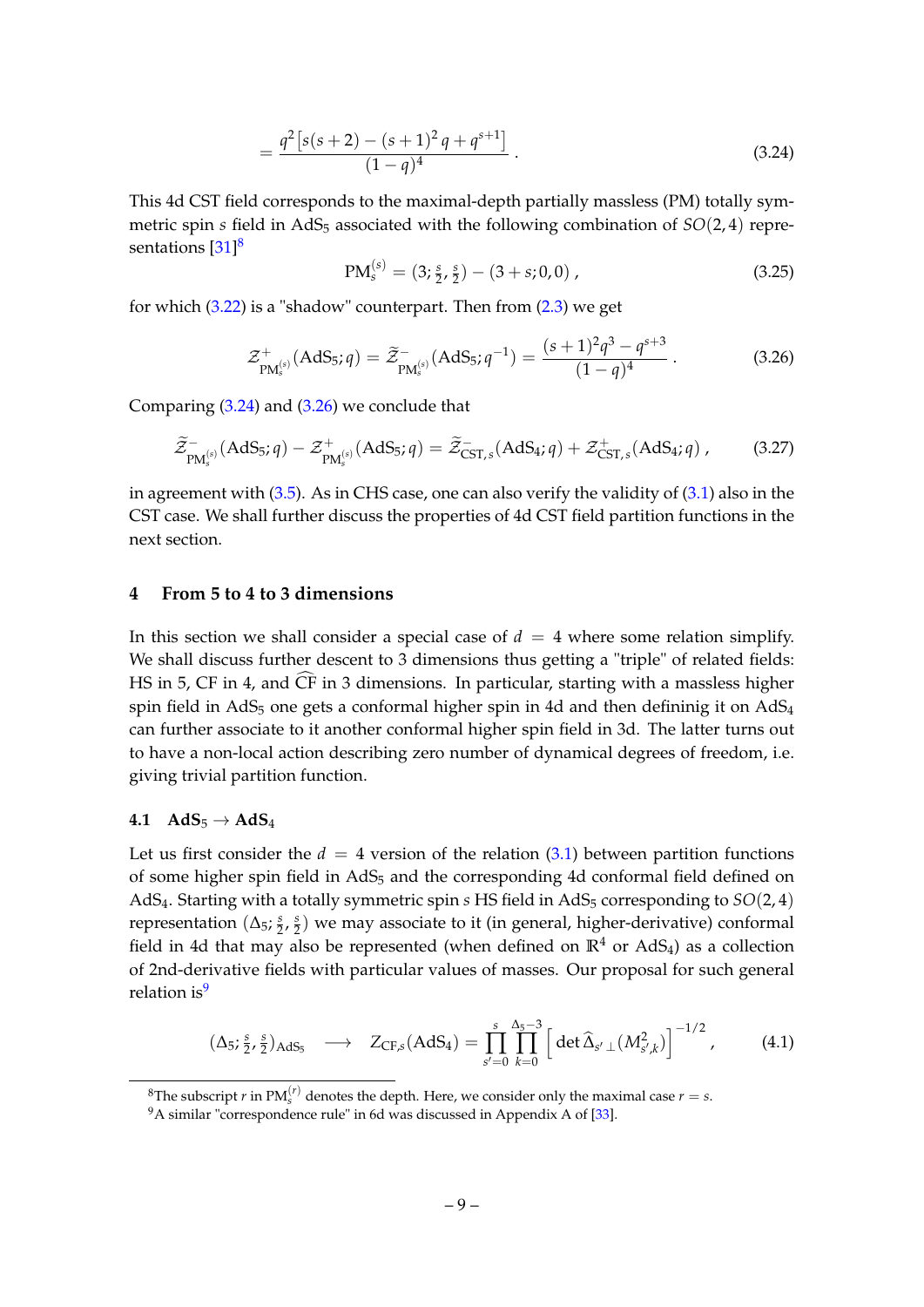$$= \frac{q^2 \left[ s(s+2) - (s+1)^2 q + q^{s+1} \right]}{(1-q)^4} \,. \tag{3.24}$$

This 4d CST field corresponds to the maximal-depth partially massless (PM) totally symmetric spin $s$ field in AdS$_5$ associated with the following combination of $SO(2,4)$ representations [31][8]

$$\text{PM}_s^{(s)} = (3; \tfrac{s}{2}, \tfrac{s}{2}) - (3+s; 0, 0) \,, \tag{3.25}$$

for which (3.22) is a "shadow" counterpart. Then from (2.3) we get

$$\mathcal{Z}^+_{\text{PM}_s^{(s)}}(\text{AdS}_5; q) = \widetilde{\mathcal{Z}}^-_{\text{PM}_s^{(s)}}(\text{AdS}_5; q^{-1}) = \frac{(s+1)^2 q^3 - q^{s+3}}{(1-q)^4} \,. \tag{3.26}$$

Comparing (3.24) and (3.26) we conclude that

$$\widetilde{\mathcal{Z}}^-_{\text{PM}_s^{(s)}}(\text{AdS}_5; q) - \mathcal{Z}^+_{\text{PM}_s^{(s)}}(\text{AdS}_5; q) = \widetilde{\mathcal{Z}}^-_{\text{CST},s}(\text{AdS}_4; q) + \mathcal{Z}^+_{\text{CST},s}(\text{AdS}_4; q) \,, \tag{3.27}$$

in agreement with (3.5). As in CHS case, one can also verify the validity of (3.1) also in the CST case. We shall further discuss the properties of 4d CST field partition functions in the next section.

## 4 From 5 to 4 to 3 dimensions

In this section we shall consider a special case of $d = 4$ where some relation simplify. We shall discuss further descent to 3 dimensions thus getting a "triple" of related fields: HS in 5, CF in 4, and $\widehat{\text{CF}}$ in 3 dimensions. In particular, starting with a massless higher spin field in AdS$_5$ one gets a conformal higher spin in 4d and then defininig it on AdS$_4$ can further associate to it another conformal higher spin field in 3d. The latter turns out to have a non-local action describing zero number of dynamical degrees of freedom, i.e. giving trivial partition function.

### 4.1 AdS$_5 \to$ AdS$_4$

Let us first consider the $d = 4$ version of the relation (3.1) between partition functions of some higher spin field in AdS$_5$ and the corresponding 4d conformal field defined on AdS$_4$. Starting with a totally symmetric spin $s$ HS field in AdS$_5$ corresponding to $SO(2,4)$ representation $(\Delta_5; \frac{s}{2}, \frac{s}{2})$ we may associate to it (in general, higher-derivative) conformal field in 4d that may also be represented (when defined on $\mathbb{R}^4$ or AdS$_4$) as a collection of 2nd-derivative fields with particular values of masses. Our proposal for such general relation is[9]

$$(\Delta_5; \tfrac{s}{2}, \tfrac{s}{2})_{\text{AdS}_5} \quad \longrightarrow \quad Z_{\text{CF},s}(\text{AdS}_4) = \prod_{s'=0}^{s} \prod_{k=0}^{\Delta_5 - 3} \Big[ \det \widehat{\Delta}_{s'\,\perp}(M^2_{s',k}) \Big]^{-1/2} \,, \tag{4.1}$$

[8] The subscript $r$ in $\text{PM}_s^{(r)}$ denotes the depth. Here, we consider only the maximal case $r = s$.

[9] A similar "correspondence rule" in 6d was discussed in Appendix A of [33].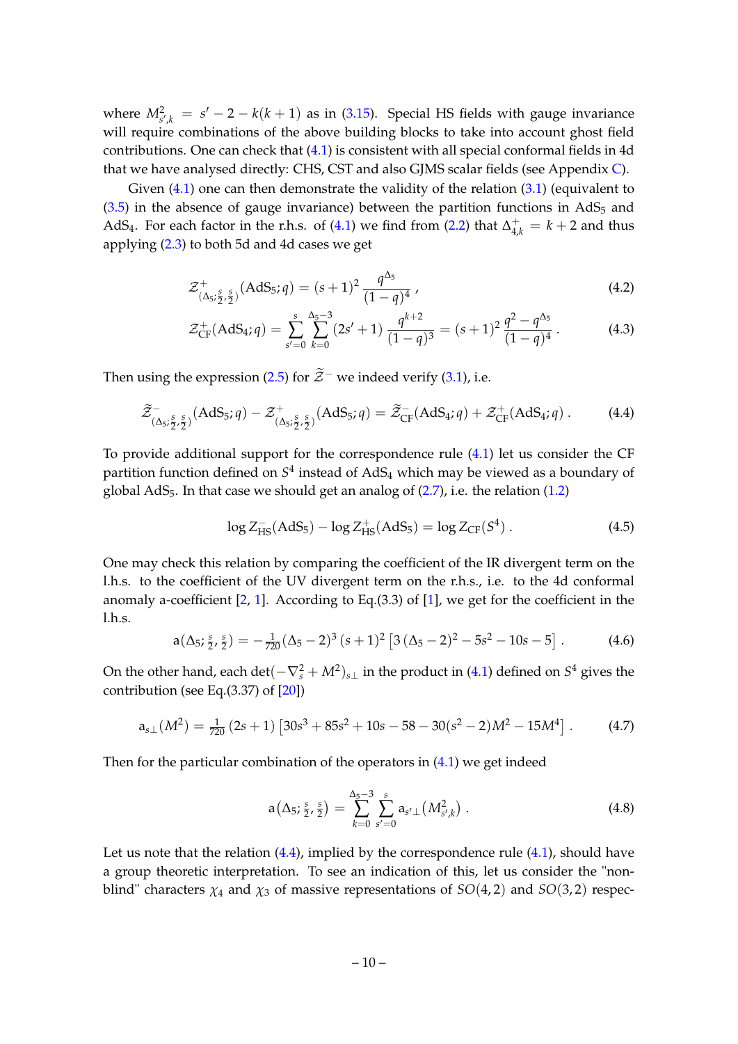where $M^2_{s',k} = s' - 2 - k(k+1)$ as in (3.15). Special HS fields with gauge invariance will require combinations of the above building blocks to take into account ghost field contributions. One can check that (4.1) is consistent with all special conformal fields in 4d that we have analysed directly: CHS, CST and also GJMS scalar fields (see Appendix C).

Given (4.1) one can then demonstrate the validity of the relation (3.1) (equivalent to (3.5) in the absence of gauge invariance) between the partition functions in AdS$_5$ and AdS$_4$. For each factor in the r.h.s. of (4.1) we find from (2.2) that $\Delta^+_{4,k} = k+2$ and thus applying (2.3) to both 5d and 4d cases we get

$$\mathcal{Z}^+_{(\Delta_5;\frac{s}{2},\frac{s}{2})}(\mathrm{AdS}_5;q) = (s+1)^2\, \frac{q^{\Delta_5}}{(1-q)^4}\,, \tag{4.2}$$

$$\mathcal{Z}^+_{\rm CF}(\mathrm{AdS}_4;q) = \sum_{s'=0}^{s}\sum_{k=0}^{\Delta_5-3}(2s'+1)\,\frac{q^{k+2}}{(1-q)^3} = (s+1)^2\,\frac{q^2-q^{\Delta_5}}{(1-q)^4}\,. \tag{4.3}$$

Then using the expression (2.5) for $\widetilde{\mathcal{Z}}^-$ we indeed verify (3.1), i.e.

$$\widetilde{\mathcal{Z}}^-_{(\Delta_5;\frac{s}{2},\frac{s}{2})}(\mathrm{AdS}_5;q) - \mathcal{Z}^+_{(\Delta_5;\frac{s}{2},\frac{s}{2})}(\mathrm{AdS}_5;q) = \widetilde{\mathcal{Z}}^-_{\rm CF}(\mathrm{AdS}_4;q) + \mathcal{Z}^+_{\rm CF}(\mathrm{AdS}_4;q)\,. \tag{4.4}$$

To provide additional support for the correspondence rule (4.1) let us consider the CF partition function defined on $S^4$ instead of AdS$_4$ which may be viewed as a boundary of global AdS$_5$. In that case we should get an analog of (2.7), i.e. the relation (1.2)

$$\log Z^-_{\rm HS}(\mathrm{AdS}_5) - \log Z^+_{\rm HS}(\mathrm{AdS}_5) = \log Z_{\rm CF}(S^4)\,. \tag{4.5}$$

One may check this relation by comparing the coefficient of the IR divergent term on the l.h.s. to the coefficient of the UV divergent term on the r.h.s., i.e. to the 4d conformal anomaly a-coefficient [2, 1]. According to Eq.(3.3) of [1], we get for the coefficient in the l.h.s.

$$\mathrm{a}(\Delta_5;\tfrac{s}{2},\tfrac{s}{2}) = -\tfrac{1}{720}(\Delta_5-2)^3\,(s+1)^2\left[3\,(\Delta_5-2)^2 - 5s^2 - 10s - 5\right]. \tag{4.6}$$

On the other hand, each $\det(-\nabla^2_s + M^2)_{s\perp}$ in the product in (4.1) defined on $S^4$ gives the contribution (see Eq.(3.37) of [20])

$$\mathrm{a}_{s\perp}(M^2) = \tfrac{1}{720}\,(2s+1)\left[30s^3+85s^2+10s-58-30(s^2-2)M^2-15M^4\right]. \tag{4.7}$$

Then for the particular combination of the operators in (4.1) we get indeed

$$\mathrm{a}\big(\Delta_5;\tfrac{s}{2},\tfrac{s}{2}\big) = \sum_{k=0}^{\Delta_5-3}\sum_{s'=0}^{s}\mathrm{a}_{s'\perp}\big(M^2_{s',k}\big)\,. \tag{4.8}$$

Let us note that the relation (4.4), implied by the correspondence rule (4.1), should have a group theoretic interpretation. To see an indication of this, let us consider the "non-blind" characters $\chi_4$ and $\chi_3$ of massive representations of $SO(4,2)$ and $SO(3,2)$ respec-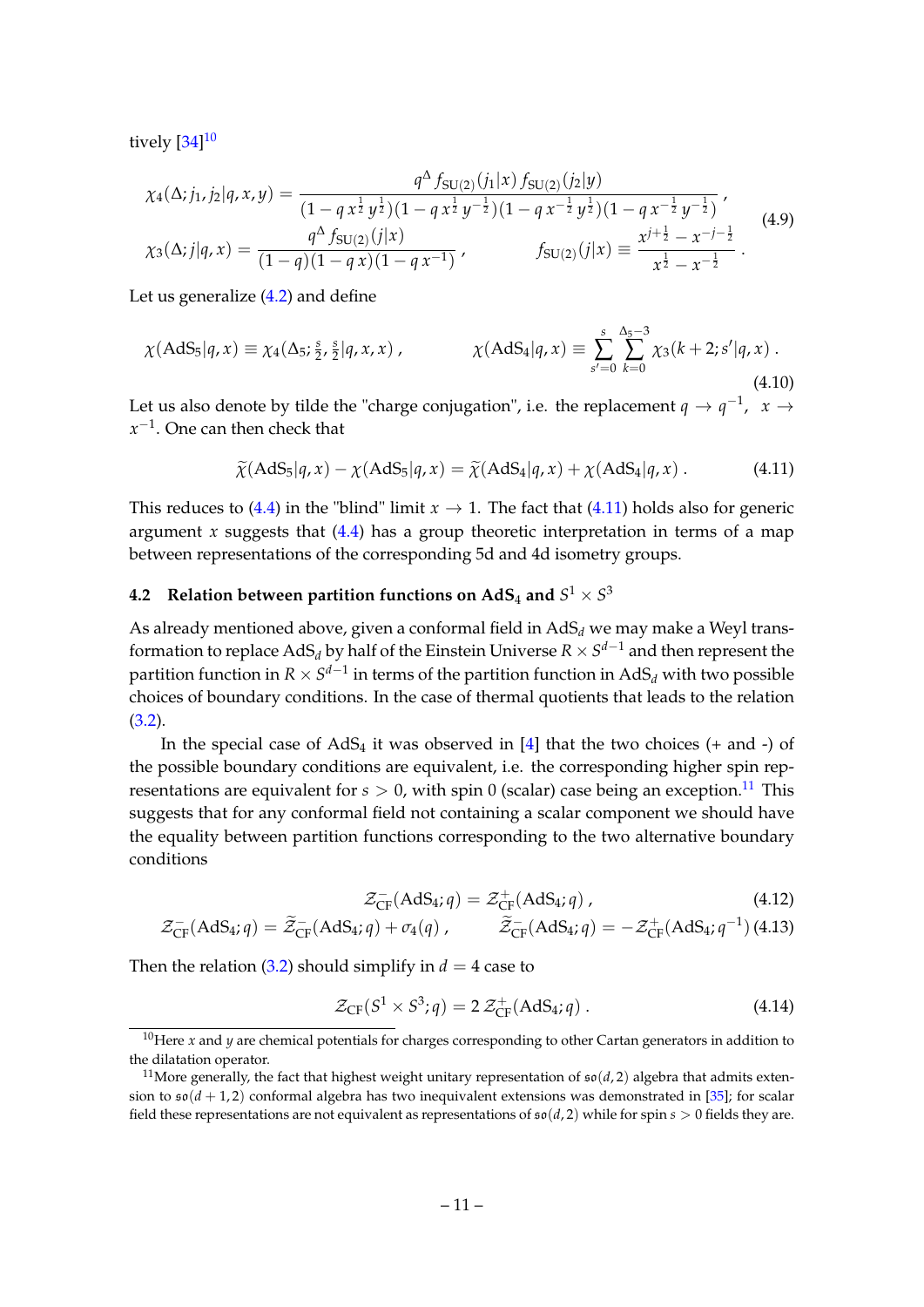tively [34][10]

$$
\begin{aligned}
\chi_4(\Delta; j_1, j_2|q,x,y) &= \frac{q^\Delta\, f_{\rm SU(2)}(j_1|x)\, f_{\rm SU(2)}(j_2|y)}{(1-q\,x^{\frac12}\,y^{\frac12})(1-q\,x^{\frac12}\,y^{-\frac12})(1-q\,x^{-\frac12}\,y^{\frac12})(1-q\,x^{-\frac12}\,y^{-\frac12})}\,, \\
\chi_3(\Delta; j|q,x) &= \frac{q^\Delta\, f_{\rm SU(2)}(j|x)}{(1-q)(1-q\,x)(1-q\,x^{-1})}\,, \qquad f_{\rm SU(2)}(j|x) \equiv \frac{x^{j+\frac12}-x^{-j-\frac12}}{x^{\frac12}-x^{-\frac12}}\,.
\end{aligned}
\tag{4.9}
$$

Let us generalize (4.2) and define

$$
\chi({\rm AdS}_5|q,x) \equiv \chi_4(\Delta_5; \tfrac{s}{2}, \tfrac{s}{2}|q,x,x)\,, \qquad \chi({\rm AdS}_4|q,x) \equiv \sum_{s'=0}^{s}\sum_{k=0}^{\Delta_5-3} \chi_3(k+2; s'|q,x)\,.
\tag{4.10}
$$

Let us also denote by tilde the "charge conjugation", i.e. the replacement $q \to q^{-1}$, $x \to x^{-1}$. One can then check that

$$
\widetilde{\chi}({\rm AdS}_5|q,x) - \chi({\rm AdS}_5|q,x) = \widetilde{\chi}({\rm AdS}_4|q,x) + \chi({\rm AdS}_4|q,x)\,.
\tag{4.11}
$$

This reduces to (4.4) in the "blind" limit $x \to 1$. The fact that (4.11) holds also for generic argument $x$ suggests that (4.4) has a group theoretic interpretation in terms of a map between representations of the corresponding 5d and 4d isometry groups.

### 4.2 Relation between partition functions on AdS$_4$ and $S^1 \times S^3$

As already mentioned above, given a conformal field in AdS$_d$ we may make a Weyl transformation to replace AdS$_d$ by half of the Einstein Universe $R \times S^{d-1}$ and then represent the partition function in $R \times S^{d-1}$ in terms of the partition function in AdS$_d$ with two possible choices of boundary conditions. In the case of thermal quotients that leads to the relation (3.2).

In the special case of AdS$_4$ it was observed in [4] that the two choices (+ and -) of the possible boundary conditions are equivalent, i.e. the corresponding higher spin representations are equivalent for $s > 0$, with spin 0 (scalar) case being an exception.[11] This suggests that for any conformal field not containing a scalar component we should have the equality between partition functions corresponding to the two alternative boundary conditions

$$
\mathcal{Z}^-_{\rm CF}({\rm AdS}_4; q) = \mathcal{Z}^+_{\rm CF}({\rm AdS}_4; q)\,,
\tag{4.12}
$$

$$
\mathcal{Z}^-_{\rm CF}({\rm AdS}_4; q) = \widetilde{\mathcal{Z}}^-_{\rm CF}({\rm AdS}_4; q) + \sigma_4(q)\,, \qquad \widetilde{\mathcal{Z}}^-_{\rm CF}({\rm AdS}_4; q) = -\mathcal{Z}^+_{\rm CF}({\rm AdS}_4; q^{-1})
\tag{4.13}
$$

Then the relation (3.2) should simplify in $d = 4$ case to

$$
\mathcal{Z}_{\rm CF}(S^1 \times S^3; q) = 2\, \mathcal{Z}^+_{\rm CF}({\rm AdS}_4; q)\,.
\tag{4.14}
$$

---

[10] Here $x$ and $y$ are chemical potentials for charges corresponding to other Cartan generators in addition to the dilatation operator.

[11] More generally, the fact that highest weight unitary representation of $\mathfrak{so}(d,2)$ algebra that admits extension to $\mathfrak{so}(d+1,2)$ conformal algebra has two inequivalent extensions was demonstrated in [35]; for scalar field these representations are not equivalent as representations of $\mathfrak{so}(d,2)$ while for spin $s > 0$ fields they are.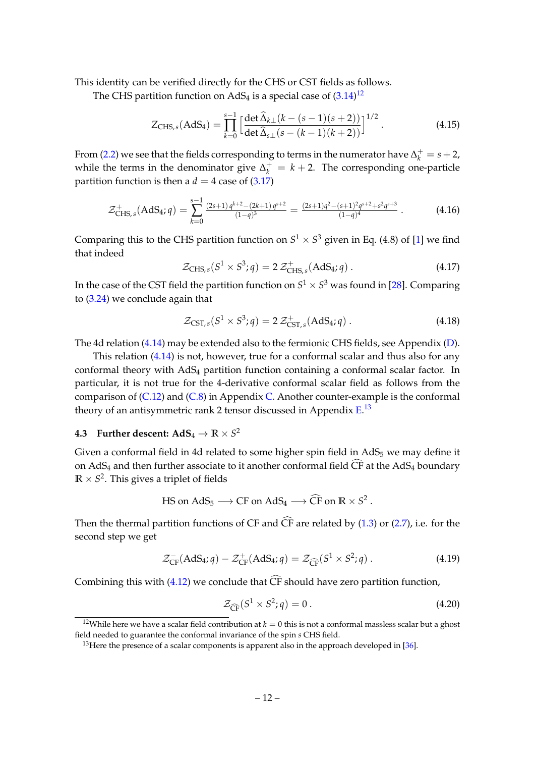This identity can be verified directly for the CHS or CST fields as follows.

The CHS partition function on $\mathrm{AdS}_4$ is a special case of (3.14)[12]

$$
Z_{\mathrm{CHS},s}(\mathrm{AdS}_4) = \prod_{k=0}^{s-1} \Big[ \frac{\det \widehat{\Delta}_{k\perp}(k-(s-1)(s+2))}{\det \widehat{\Delta}_{s\perp}(s-(k-1)(k+2))} \Big]^{1/2} . \tag{4.15}
$$

From (2.2) we see that the fields corresponding to terms in the numerator have $\Delta_k^+ = s+2$, while the terms in the denominator give $\Delta_k^+ = k+2$. The corresponding one-particle partition function is then a $d=4$ case of (3.17)

$$
\mathcal{Z}^+_{\mathrm{CHS},s}(\mathrm{AdS}_4;q) = \sum_{k=0}^{s-1} \frac{(2s+1)\,q^{k+2}-(2k+1)\,q^{s+2}}{(1-q)^3} = \frac{(2s+1)q^2-(s+1)^2q^{s+2}+s^2q^{s+3}}{(1-q)^4} . \tag{4.16}
$$

Comparing this to the CHS partition function on $S^1\times S^3$ given in Eq. (4.8) of [1] we find that indeed

$$
\mathcal{Z}_{\mathrm{CHS},s}(S^1\times S^3;q) = 2\,\mathcal{Z}^+_{\mathrm{CHS},s}(\mathrm{AdS}_4;q) . \tag{4.17}
$$

In the case of the CST field the partition function on $S^1\times S^3$ was found in [28]. Comparing to (3.24) we conclude again that

$$
\mathcal{Z}_{\mathrm{CST},s}(S^1\times S^3;q) = 2\,\mathcal{Z}^+_{\mathrm{CST},s}(\mathrm{AdS}_4;q) . \tag{4.18}
$$

The 4d relation (4.14) may be extended also to the fermionic CHS fields, see Appendix (D).

This relation (4.14) is not, however, true for a conformal scalar and thus also for any conformal theory with $\mathrm{AdS}_4$ partition function containing a conformal scalar factor. In particular, it is not true for the 4-derivative conformal scalar field as follows from the comparison of (C.12) and (C.8) in Appendix C. Another counter-example is the conformal theory of an antisymmetric rank 2 tensor discussed in Appendix E.[13]

### 4.3 Further descent: $\mathrm{AdS}_4 \to \mathbb{R}\times S^2$

Given a conformal field in 4d related to some higher spin field in $\mathrm{AdS}_5$ we may define it on $\mathrm{AdS}_4$ and then further associate to it another conformal field $\widehat{\mathrm{CF}}$ at the $\mathrm{AdS}_4$ boundary $\mathbb{R}\times S^2$. This gives a triplet of fields

$$
\mathrm{HS\ on\ AdS}_5 \longrightarrow \mathrm{CF\ on\ AdS}_4 \longrightarrow \widehat{\mathrm{CF}}\ \mathrm{on}\ \mathbb{R}\times S^2 .
$$

Then the thermal partition functions of CF and $\widehat{\mathrm{CF}}$ are related by (1.3) or (2.7), i.e. for the second step we get

$$
\mathcal{Z}^-_{\mathrm{CF}}(\mathrm{AdS}_4;q) - \mathcal{Z}^+_{\mathrm{CF}}(\mathrm{AdS}_4;q) = \mathcal{Z}_{\widehat{\mathrm{CF}}}(S^1\times S^2;q) . \tag{4.19}
$$

Combining this with (4.12) we conclude that $\widehat{\mathrm{CF}}$ should have zero partition function,

$$
\mathcal{Z}_{\widehat{\mathrm{CF}}}(S^1\times S^2;q) = 0 . \tag{4.20}
$$

[12] While here we have a scalar field contribution at $k=0$ this is not a conformal massless scalar but a ghost field needed to guarantee the conformal invariance of the spin $s$ CHS field.

[13] Here the presence of a scalar components is apparent also in the approach developed in [36].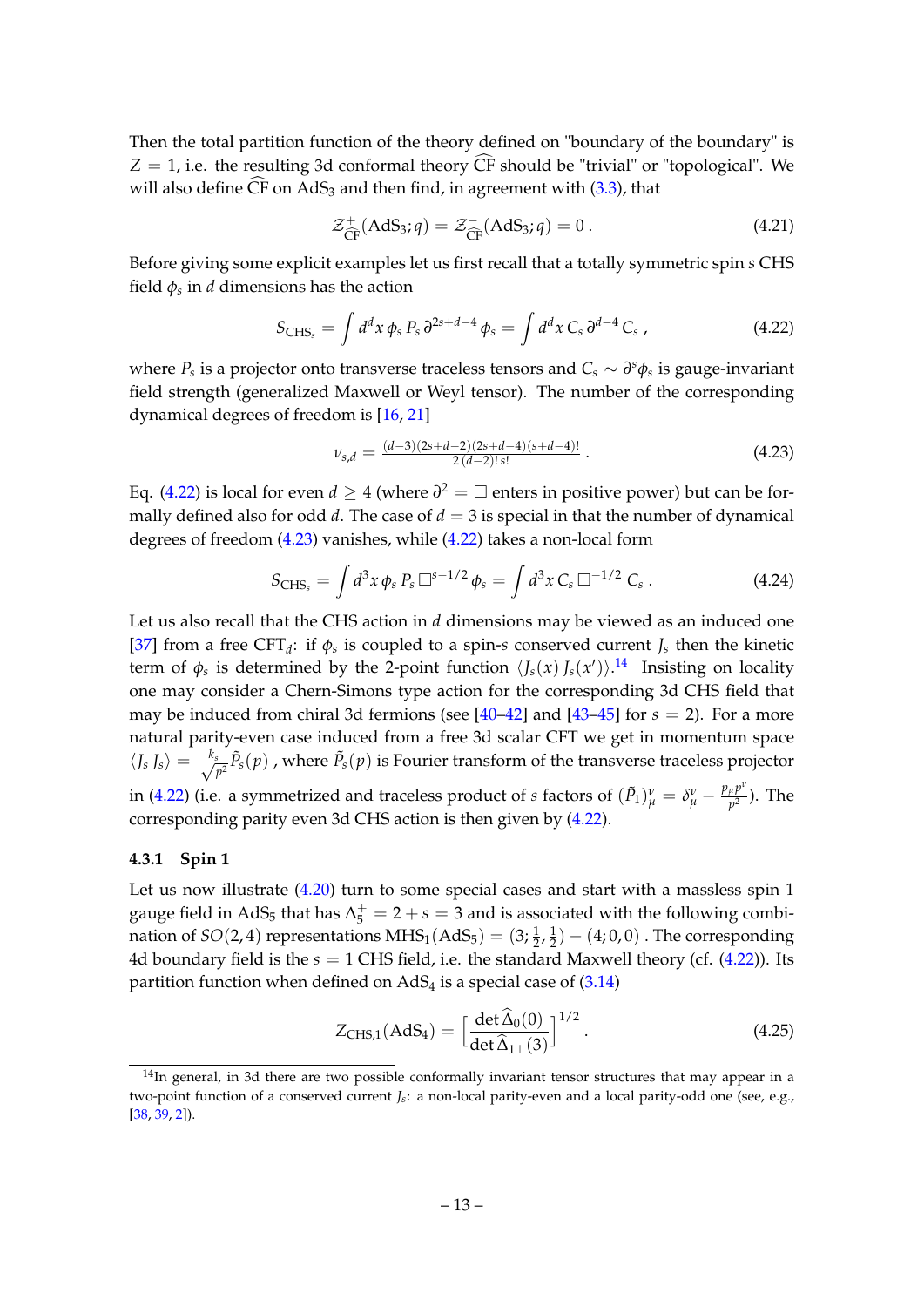Then the total partition function of the theory defined on "boundary of the boundary" is $Z = 1$, i.e. the resulting 3d conformal theory $\widehat{\rm CF}$ should be "trivial" or "topological". We will also define $\widehat{\rm CF}$ on AdS$_3$ and then find, in agreement with (3.3), that

$$\mathcal{Z}^{+}_{\widehat{\rm CF}}({\rm AdS}_3; q) = \mathcal{Z}^{-}_{\widehat{\rm CF}}({\rm AdS}_3; q) = 0\,. \tag{4.21}$$

Before giving some explicit examples let us first recall that a totally symmetric spin $s$ CHS field $\phi_s$ in $d$ dimensions has the action

$$S_{{\rm CHS}_s} = \int d^d x\, \phi_s\, P_s\, \partial^{2s+d-4}\, \phi_s = \int d^d x\, C_s\, \partial^{d-4}\, C_s\,, \tag{4.22}$$

where $P_s$ is a projector onto transverse traceless tensors and $C_s \sim \partial^s \phi_s$ is gauge-invariant field strength (generalized Maxwell or Weyl tensor). The number of the corresponding dynamical degrees of freedom is [16, 21]

$$\nu_{s,d} = \tfrac{(d-3)(2s+d-2)(2s+d-4)(s+d-4)!}{2\,(d-2)!\,s!}\,. \tag{4.23}$$

Eq. (4.22) is local for even $d \geq 4$ (where $\partial^2 = \Box$ enters in positive power) but can be formally defined also for odd $d$. The case of $d = 3$ is special in that the number of dynamical degrees of freedom (4.23) vanishes, while (4.22) takes a non-local form

$$S_{{\rm CHS}_s} = \int d^3 x\, \phi_s\, P_s\, \Box^{s-1/2}\, \phi_s = \int d^3 x\, C_s\, \Box^{-1/2}\, C_s\,. \tag{4.24}$$

Let us also recall that the CHS action in $d$ dimensions may be viewed as an induced one [37] from a free CFT$_d$: if $\phi_s$ is coupled to a spin-$s$ conserved current $J_s$ then the kinetic term of $\phi_s$ is determined by the 2-point function $\langle J_s(x)\, J_s(x')\rangle$.[14] Insisting on locality one may consider a Chern-Simons type action for the corresponding 3d CHS field that may be induced from chiral 3d fermions (see [40–42] and [43–45] for $s = 2$). For a more natural parity-even case induced from a free 3d scalar CFT we get in momentum space $\langle J_s\, J_s\rangle = \frac{k_s}{\sqrt{p^2}} \tilde{P}_s(p)$ , where $\tilde{P}_s(p)$ is Fourier transform of the transverse traceless projector in (4.22) (i.e. a symmetrized and traceless product of $s$ factors of $(\tilde{P}_1)^\nu_\mu = \delta^\nu_\mu - \frac{p_\mu p^\nu}{p^2}$). The corresponding parity even 3d CHS action is then given by (4.22).

### 4.3.1 Spin 1

Let us now illustrate (4.20) turn to some special cases and start with a massless spin 1 gauge field in AdS$_5$ that has $\Delta^+_5 = 2 + s = 3$ and is associated with the following combination of $SO(2,4)$ representations ${\rm MHS}_1({\rm AdS}_5) = (3; \tfrac{1}{2}, \tfrac{1}{2}) - (4; 0, 0)$ . The corresponding 4d boundary field is the $s = 1$ CHS field, i.e. the standard Maxwell theory (cf. (4.22)). Its partition function when defined on AdS$_4$ is a special case of (3.14)

$$Z_{{\rm CHS},1}({\rm AdS}_4) = \Big[\frac{\det \widehat{\Delta}_0(0)}{\det \widehat{\Delta}_{1\perp}(3)}\Big]^{1/2}\,. \tag{4.25}$$

[14] In general, in 3d there are two possible conformally invariant tensor structures that may appear in a two-point function of a conserved current $J_s$: a non-local parity-even and a local parity-odd one (see, e.g., [38, 39, 2]).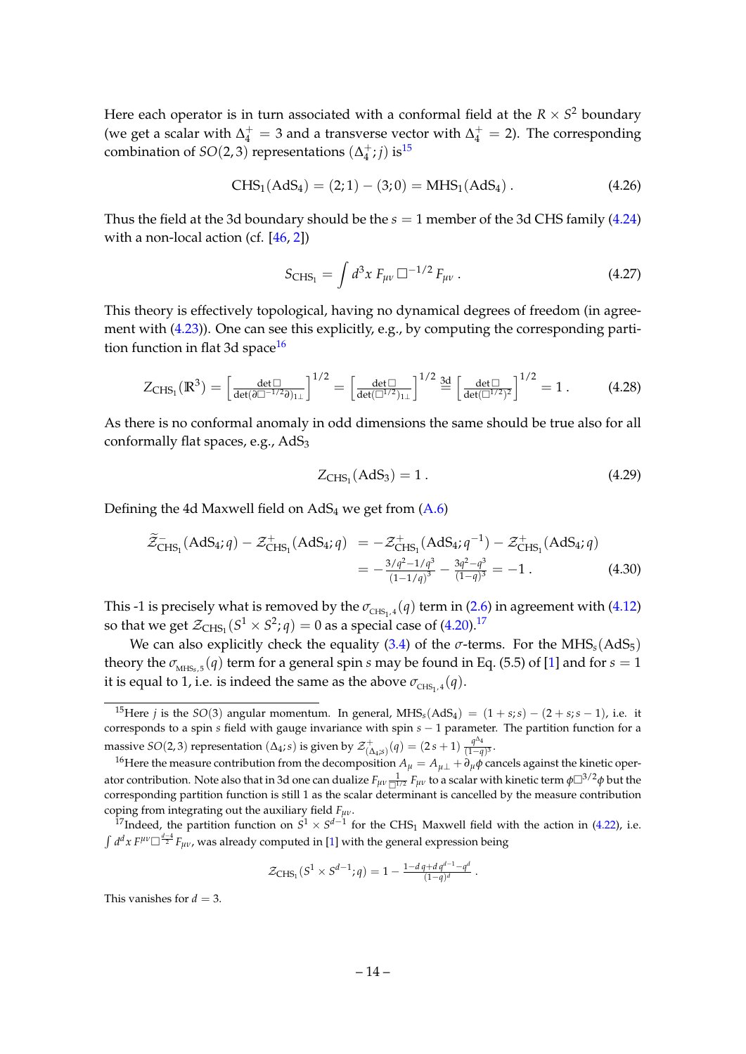Here each operator is in turn associated with a conformal field at the $R \times S^2$ boundary (we get a scalar with $\Delta_4^+ = 3$ and a transverse vector with $\Delta_4^+ = 2$). The corresponding combination of $SO(2,3)$ representations $(\Delta_4^+; j)$ is[15]

$$\text{CHS}_1(\text{AdS}_4) = (2;1) - (3;0) = \text{MHS}_1(\text{AdS}_4)\,. \tag{4.26}$$

Thus the field at the 3d boundary should be the $s=1$ member of the 3d CHS family (4.24) with a non-local action (cf. [46, 2])

$$S_{\text{CHS}_1} = \int d^3x\, F_{\mu\nu}\, \Box^{-1/2}\, F_{\mu\nu}\,. \tag{4.27}$$

This theory is effectively topological, having no dynamical degrees of freedom (in agreement with (4.23)). One can see this explicitly, e.g., by computing the corresponding partition function in flat 3d space[16]

$$Z_{\text{CHS}_1}(\mathbb{R}^3) = \Big[\frac{\det \Box}{\det(\partial \Box^{-1/2} \partial)_{1\perp}}\Big]^{1/2} = \Big[\frac{\det \Box}{\det(\Box^{1/2})_{1\perp}}\Big]^{1/2} \overset{3d}{=} \Big[\frac{\det \Box}{\det(\Box^{1/2})^2}\Big]^{1/2} = 1\,. \tag{4.28}$$

As there is no conformal anomaly in odd dimensions the same should be true also for all conformally flat spaces, e.g., $\text{AdS}_3$

$$Z_{\text{CHS}_1}(\text{AdS}_3) = 1\,. \tag{4.29}$$

Defining the 4d Maxwell field on $\text{AdS}_4$ we get from (A.6)

$$\begin{aligned}
\widetilde{\mathcal{Z}}^-_{\text{CHS}_1}(\text{AdS}_4;q) - \mathcal{Z}^+_{\text{CHS}_1}(\text{AdS}_4;q) &= -\mathcal{Z}^+_{\text{CHS}_1}(\text{AdS}_4;q^{-1}) - \mathcal{Z}^+_{\text{CHS}_1}(\text{AdS}_4;q) \\
&= -\tfrac{3/q^2 - 1/q^3}{(1-1/q)^3} - \tfrac{3q^2-q^3}{(1-q)^3} = -1\,.
\end{aligned} \tag{4.30}$$

This -1 is precisely what is removed by the $\sigma_{\text{CHS}_1,4}(q)$ term in (2.6) in agreement with (4.12) so that we get $\mathcal{Z}_{\text{CHS}_1}(S^1 \times S^2; q) = 0$ as a special case of (4.20).[17]

We can also explicitly check the equality (3.4) of the $\sigma$-terms. For the $\text{MHS}_s(\text{AdS}_5)$ theory the $\sigma_{\text{MHS}_s,5}(q)$ term for a general spin $s$ may be found in Eq. (5.5) of [1] and for $s=1$ it is equal to 1, i.e. is indeed the same as the above $\sigma_{\text{CHS}_1,4}(q)$.

---

[15] Here $j$ is the $SO(3)$ angular momentum. In general, $\text{MHS}_s(\text{AdS}_4) = (1+s;s) - (2+s;s-1)$, i.e. it corresponds to a spin $s$ field with gauge invariance with spin $s-1$ parameter. The partition function for a massive $SO(2,3)$ representation $(\Delta_4;s)$ is given by $\mathcal{Z}^+_{(\Delta_4;s)}(q) = (2s+1)\,\frac{q^{\Delta_4}}{(1-q)^3}$.

[16] Here the measure contribution from the decomposition $A_\mu = A_{\mu\perp} + \partial_\mu \phi$ cancels against the kinetic operator contribution. Note also that in 3d one can dualize $F_{\mu\nu}\frac{1}{\Box^{1/2}}F_{\mu\nu}$ to a scalar with kinetic term $\phi\Box^{3/2}\phi$ but the corresponding partition function is still 1 as the scalar determinant is cancelled by the measure contribution coping from integrating out the auxiliary field $F_{\mu\nu}$.

[17] Indeed, the partition function on $S^1 \times S^{d-1}$ for the $\text{CHS}_1$ Maxwell field with the action in (4.22), i.e. $\int d^dx\, F^{\mu\nu}\Box^{\frac{d-4}{2}}F_{\mu\nu}$, was already computed in [1] with the general expression being

$$\mathcal{Z}_{\text{CHS}_1}(S^1 \times S^{d-1}; q) = 1 - \frac{1 - d\,q + d\,q^{d-1} - q^d}{(1-q)^d}\,.$$

This vanishes for $d=3$.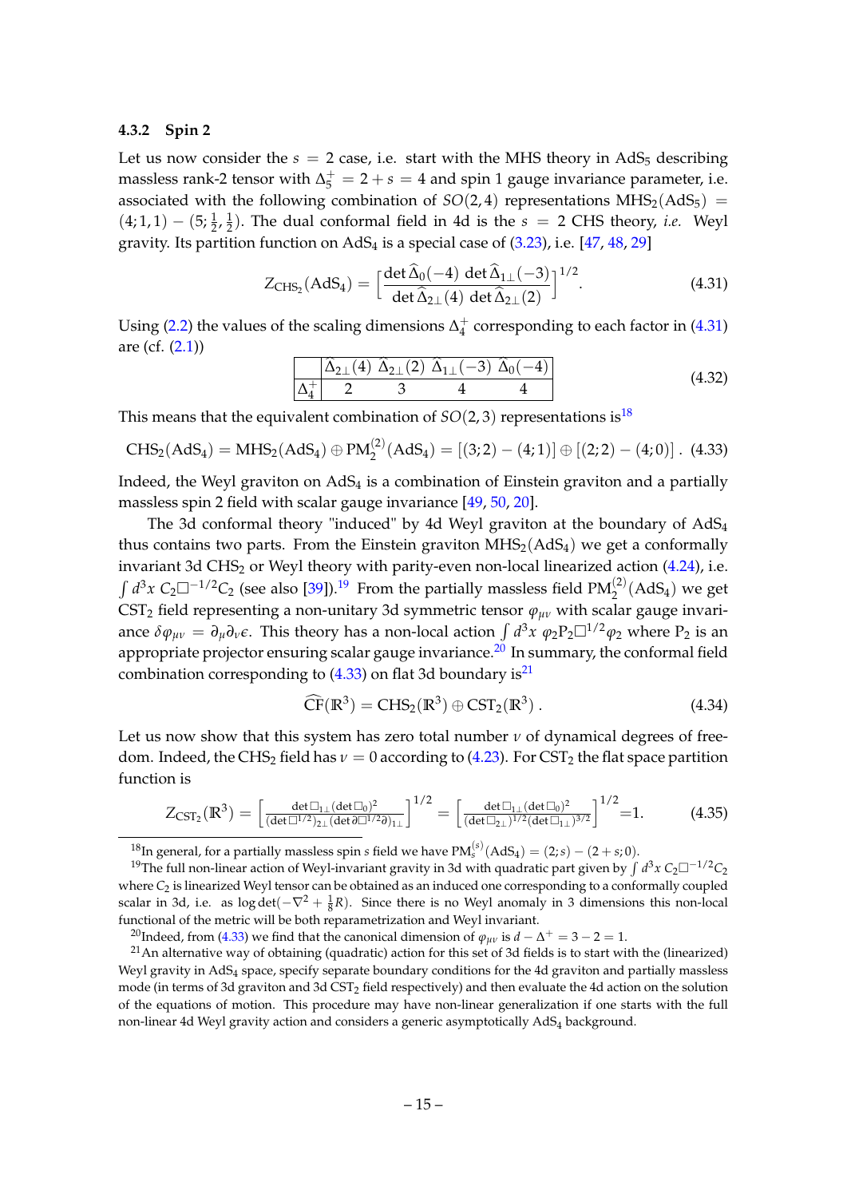### 4.3.2 Spin 2

Let us now consider the $s = 2$ case, i.e. start with the MHS theory in AdS$_5$ describing massless rank-2 tensor with $\Delta_5^+ = 2 + s = 4$ and spin 1 gauge invariance parameter, i.e. associated with the following combination of $SO(2,4)$ representations $\text{MHS}_2(\text{AdS}_5) = (4;1,1) - (5;\frac{1}{2},\frac{1}{2})$. The dual conformal field in 4d is the $s = 2$ CHS theory, *i.e.* Weyl gravity. Its partition function on AdS$_4$ is a special case of (3.23), i.e. [47, 48, 29]

$$Z_{\text{CHS}_2}(\text{AdS}_4) = \Big[\frac{\det \widehat{\Delta}_0(-4)\, \det \widehat{\Delta}_{1\perp}(-3)}{\det \widehat{\Delta}_{2\perp}(4)\, \det \widehat{\Delta}_{2\perp}(2)}\Big]^{1/2}. \tag{4.31}$$

Using (2.2) the values of the scaling dimensions $\Delta_4^+$ corresponding to each factor in (4.31) are (cf. (2.1))

$$\begin{array}{|c|cccc|} \hline & \widehat{\Delta}_{2\perp}(4) & \widehat{\Delta}_{2\perp}(2) & \widehat{\Delta}_{1\perp}(-3) & \widehat{\Delta}_0(-4) \\ \hline \Delta_4^+ & 2 & 3 & 4 & 4 \\ \hline \end{array} \tag{4.32}$$

This means that the equivalent combination of $SO(2,3)$ representations is[18]

$$\text{CHS}_2(\text{AdS}_4) = \text{MHS}_2(\text{AdS}_4) \oplus \text{PM}_2^{(2)}(\text{AdS}_4) = [(3;2) - (4;1)] \oplus [(2;2) - (4;0)]\ . \tag{4.33}$$

Indeed, the Weyl graviton on AdS$_4$ is a combination of Einstein graviton and a partially massless spin 2 field with scalar gauge invariance [49, 50, 20].

The 3d conformal theory "induced" by 4d Weyl graviton at the boundary of AdS$_4$ thus contains two parts. From the Einstein graviton $\text{MHS}_2(\text{AdS}_4)$ we get a conformally invariant 3d CHS$_2$ or Weyl theory with parity-even non-local linearized action (4.24), i.e. $\int d^3x\, C_2 \Box^{-1/2} C_2$ (see also [39]).[19] From the partially massless field $\text{PM}_2^{(2)}(\text{AdS}_4)$ we get CST$_2$ field representing a non-unitary 3d symmetric tensor $\varphi_{\mu\nu}$ with scalar gauge invariance $\delta\varphi_{\mu\nu} = \partial_\mu\partial_\nu\epsilon$. This theory has a non-local action $\int d^3x\, \varphi_2 \text{P}_2 \Box^{1/2} \varphi_2$ where $\text{P}_2$ is an appropriate projector ensuring scalar gauge invariance.[20] In summary, the conformal field combination corresponding to (4.33) on flat 3d boundary is[21]

$$\widehat{\text{CF}}(\mathbb{R}^3) = \text{CHS}_2(\mathbb{R}^3) \oplus \text{CST}_2(\mathbb{R}^3)\ . \tag{4.34}$$

Let us now show that this system has zero total number $\nu$ of dynamical degrees of freedom. Indeed, the CHS$_2$ field has $\nu = 0$ according to (4.23). For CST$_2$ the flat space partition function is

$$Z_{\text{CST}_2}(\mathbb{R}^3) = \Big[\frac{\det \Box_{1\perp} (\det \Box_0)^2}{(\det \Box^{1/2})_{2\perp} (\det \partial \Box^{1/2} \partial)_{1\perp}}\Big]^{1/2} = \Big[\frac{\det \Box_{1\perp} (\det \Box_0)^2}{(\det \Box_{2\perp})^{1/2} (\det \Box_{1\perp})^{3/2}}\Big]^{1/2} = 1. \tag{4.35}$$

---

[18] In general, for a partially massless spin $s$ field we have $\text{PM}_s^{(s)}(\text{AdS}_4) = (2;s) - (2+s;0)$.

[19] The full non-linear action of Weyl-invariant gravity in 3d with quadratic part given by $\int d^3x\, C_2 \Box^{-1/2} C_2$ where $C_2$ is linearized Weyl tensor can be obtained as an induced one corresponding to a conformally coupled scalar in 3d, i.e. as $\log\det(-\nabla^2 + \frac{1}{8}R)$. Since there is no Weyl anomaly in 3 dimensions this non-local functional of the metric will be both reparametrization and Weyl invariant.

[20] Indeed, from (4.33) we find that the canonical dimension of $\varphi_{\mu\nu}$ is $d - \Delta^+ = 3 - 2 = 1$.

[21] An alternative way of obtaining (quadratic) action for this set of 3d fields is to start with the (linearized) Weyl gravity in AdS$_4$ space, specify separate boundary conditions for the 4d graviton and partially massless mode (in terms of 3d graviton and 3d CST$_2$ field respectively) and then evaluate the 4d action on the solution of the equations of motion. This procedure may have non-linear generalization if one starts with the full non-linear 4d Weyl gravity action and considers a generic asymptotically AdS$_4$ background.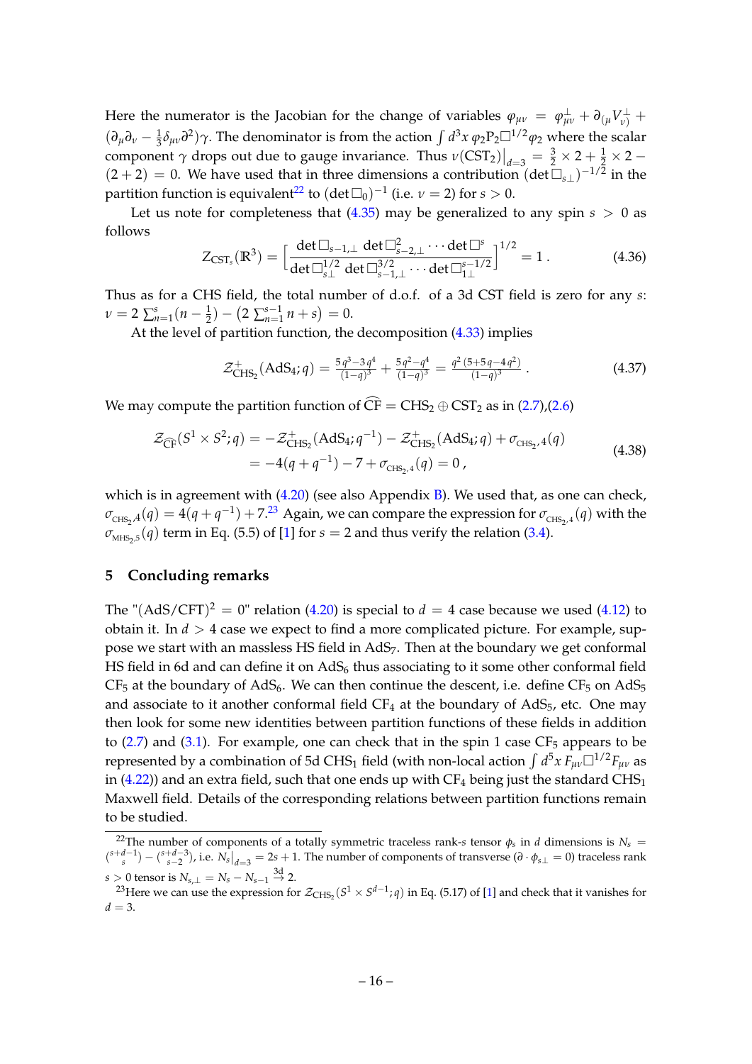Here the numerator is the Jacobian for the change of variables $\varphi_{\mu\nu} = \varphi^{\perp}_{\mu\nu} + \partial_{(\mu}V^{\perp}_{\nu)} + (\partial_\mu\partial_\nu - \frac{1}{3}\delta_{\mu\nu}\partial^2)\gamma$. The denominator is from the action $\int d^3x\, \varphi_2 \mathrm{P}_2 \Box^{1/2}\varphi_2$ where the scalar component $\gamma$ drops out due to gauge invariance. Thus $\nu(\mathrm{CST}_2)\big|_{d=3} = \frac{3}{2}\times 2 + \frac{1}{2}\times 2 - (2+2) = 0$. We have used that in three dimensions a contribution $(\det \Box_{s\perp})^{-1/2}$ in the partition function is equivalent[22] to $(\det \Box_0)^{-1}$ (i.e. $\nu = 2$) for $s > 0$.

Let us note for completeness that (4.35) may be generalized to any spin $s > 0$ as follows

$$
Z_{\mathrm{CST}_s}(\mathbb{R}^3) = \Big[\frac{\det\Box_{s-1,\perp}\,\det\Box^2_{s-2,\perp}\cdots\det\Box^{s}}{\det\Box^{1/2}_{s\perp}\,\det\Box^{3/2}_{s-1,\perp}\cdots\det\Box^{s-1/2}_{1\perp}}\Big]^{1/2} = 1\,. \tag{4.36}
$$

Thus as for a CHS field, the total number of d.o.f. of a 3d CST field is zero for any $s$: $\nu = 2\sum_{n=1}^{s}(n-\frac{1}{2}) - \big(2\sum_{n=1}^{s-1} n + s\big) = 0$.

At the level of partition function, the decomposition (4.33) implies

$$
\mathcal{Z}^{+}_{\mathrm{CHS}_2}(\mathrm{AdS}_4; q) = \tfrac{5\,q^3 - 3\,q^4}{(1-q)^3} + \tfrac{5\,q^2 - q^4}{(1-q)^3} = \tfrac{q^2\,(5+5\,q-4\,q^2)}{(1-q)^3}\,. \tag{4.37}
$$

We may compute the partition function of $\widehat{\mathrm{CF}} = \mathrm{CHS}_2 \oplus \mathrm{CST}_2$ as in (2.7),(2.6)

$$
\begin{aligned}
\mathcal{Z}_{\widehat{\mathrm{CF}}}(S^1\times S^2; q) &= -\mathcal{Z}^{+}_{\mathrm{CHS}_2}(\mathrm{AdS}_4; q^{-1}) - \mathcal{Z}^{+}_{\mathrm{CHS}_2}(\mathrm{AdS}_4; q) + \sigma_{\mathrm{CHS}_2,4}(q) \\
&= -4(q+q^{-1}) - 7 + \sigma_{\mathrm{CHS}_2,4}(q) = 0\,,
\end{aligned} \tag{4.38}
$$

which is in agreement with (4.20) (see also Appendix B). We used that, as one can check, $\sigma_{\mathrm{CHS}_2,4}(q) = 4(q+q^{-1}) + 7$.[23] Again, we can compare the expression for $\sigma_{\mathrm{CHS}_2,4}(q)$ with the $\sigma_{\mathrm{MHS}_2,5}(q)$ term in Eq. (5.5) of [1] for $s = 2$ and thus verify the relation (3.4).

## 5 Concluding remarks

The "$(\mathrm{AdS/CFT})^2 = 0$" relation (4.20) is special to $d = 4$ case because we used (4.12) to obtain it. In $d > 4$ case we expect to find a more complicated picture. For example, suppose we start with an massless HS field in $\mathrm{AdS}_7$. Then at the boundary we get conformal HS field in 6d and can define it on $\mathrm{AdS}_6$ thus associating to it some other conformal field $\mathrm{CF}_5$ at the boundary of $\mathrm{AdS}_6$. We can then continue the descent, i.e. define $\mathrm{CF}_5$ on $\mathrm{AdS}_5$ and associate to it another conformal field $\mathrm{CF}_4$ at the boundary of $\mathrm{AdS}_5$, etc. One may then look for some new identities between partition functions of these fields in addition to (2.7) and (3.1). For example, one can check that in the spin 1 case $\mathrm{CF}_5$ appears to be represented by a combination of 5d $\mathrm{CHS}_1$ field (with non-local action $\int d^5x\, F_{\mu\nu}\Box^{1/2}F_{\mu\nu}$ as in (4.22)) and an extra field, such that one ends up with $\mathrm{CF}_4$ being just the standard $\mathrm{CHS}_1$ Maxwell field. Details of the corresponding relations between partition functions remain to be studied.

---

[22] The number of components of a totally symmetric traceless rank-$s$ tensor $\phi_s$ in $d$ dimensions is $N_s = \binom{s+d-1}{s} - \binom{s+d-3}{s-2}$, i.e. $N_s\big|_{d=3} = 2s+1$. The number of components of transverse ($\partial\cdot\phi_{s\perp} = 0$) traceless rank $s > 0$ tensor is $N_{s,\perp} = N_s - N_{s-1} \overset{3\mathrm{d}}{\to} 2$.

[23] Here we can use the expression for $\mathcal{Z}_{\mathrm{CHS}_s}(S^1\times S^{d-1}; q)$ in Eq. (5.17) of [1] and check that it vanishes for $d = 3$.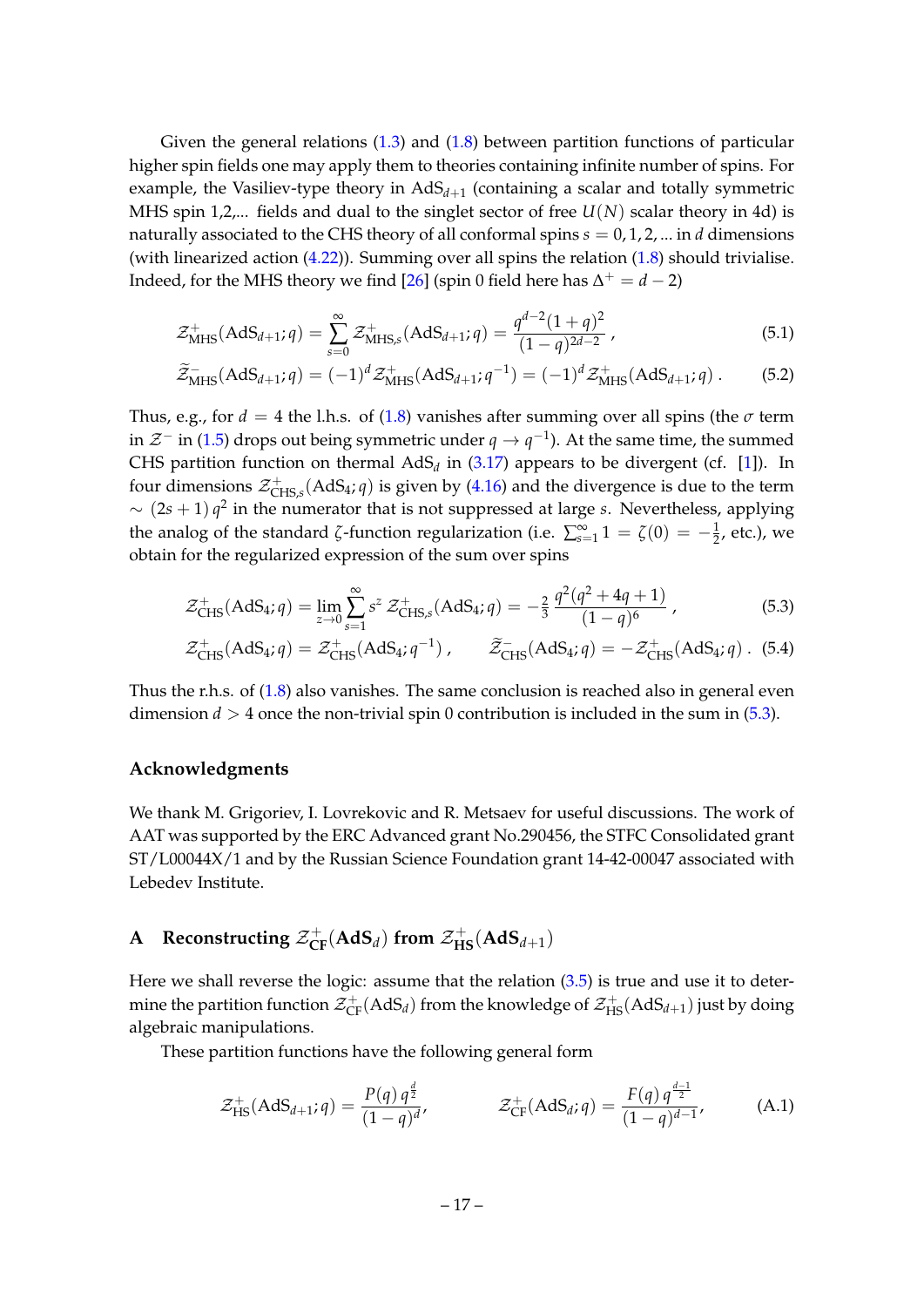Given the general relations (1.3) and (1.8) between partition functions of particular higher spin fields one may apply them to theories containing infinite number of spins. For example, the Vasiliev-type theory in $\mathrm{AdS}_{d+1}$ (containing a scalar and totally symmetric MHS spin 1,2,... fields and dual to the singlet sector of free $U(N)$ scalar theory in 4d) is naturally associated to the CHS theory of all conformal spins $s = 0, 1, 2, ...$ in $d$ dimensions (with linearized action (4.22)). Summing over all spins the relation (1.8) should trivialise. Indeed, for the MHS theory we find [26] (spin 0 field here has $\Delta^+ = d-2$)

$$
\mathcal{Z}^+_{\mathrm{MHS}}(\mathrm{AdS}_{d+1}; q) = \sum_{s=0}^{\infty} \mathcal{Z}^+_{\mathrm{MHS},s}(\mathrm{AdS}_{d+1}; q) = \frac{q^{d-2}(1+q)^2}{(1-q)^{2d-2}}\,, \tag{5.1}
$$

$$
\widetilde{\mathcal{Z}}^-_{\mathrm{MHS}}(\mathrm{AdS}_{d+1}; q) = (-1)^d \mathcal{Z}^+_{\mathrm{MHS}}(\mathrm{AdS}_{d+1}; q^{-1}) = (-1)^d \mathcal{Z}^+_{\mathrm{MHS}}(\mathrm{AdS}_{d+1}; q)\,. \tag{5.2}
$$

Thus, e.g., for $d = 4$ the l.h.s. of (1.8) vanishes after summing over all spins (the $\sigma$ term in $\mathcal{Z}^-$ in (1.5) drops out being symmetric under $q \to q^{-1}$). At the same time, the summed CHS partition function on thermal $\mathrm{AdS}_d$ in (3.17) appears to be divergent (cf. [1]). In four dimensions $\mathcal{Z}^+_{\mathrm{CHS},s}(\mathrm{AdS}_4; q)$ is given by (4.16) and the divergence is due to the term $\sim (2s+1)\, q^2$ in the numerator that is not suppressed at large $s$. Nevertheless, applying the analog of the standard $\zeta$-function regularization (i.e. $\sum_{s=1}^{\infty} 1 = \zeta(0) = -\frac{1}{2}$, etc.), we obtain for the regularized expression of the sum over spins

$$
\mathcal{Z}^+_{\mathrm{CHS}}(\mathrm{AdS}_4; q) = \lim_{z\to 0} \sum_{s=1}^{\infty} s^z\, \mathcal{Z}^+_{\mathrm{CHS},s}(\mathrm{AdS}_4; q) = -\frac{2}{3}\, \frac{q^2(q^2+4q+1)}{(1-q)^6}\,, \tag{5.3}
$$

$$
\mathcal{Z}^+_{\mathrm{CHS}}(\mathrm{AdS}_4; q) = \mathcal{Z}^+_{\mathrm{CHS}}(\mathrm{AdS}_4; q^{-1})\,, \qquad \widetilde{\mathcal{Z}}^-_{\mathrm{CHS}}(\mathrm{AdS}_4; q) = -\mathcal{Z}^+_{\mathrm{CHS}}(\mathrm{AdS}_4; q)\,. \tag{5.4}
$$

Thus the r.h.s. of (1.8) also vanishes. The same conclusion is reached also in general even dimension $d > 4$ once the non-trivial spin 0 contribution is included in the sum in (5.3).

## Acknowledgments

We thank M. Grigoriev, I. Lovrekovic and R. Metsaev for useful discussions. The work of AAT was supported by the ERC Advanced grant No.290456, the STFC Consolidated grant ST/L00044X/1 and by the Russian Science Foundation grant 14-42-00047 associated with Lebedev Institute.

## A Reconstructing $\mathcal{Z}^+_{\mathrm{CF}}(\mathrm{AdS}_d)$ from $\mathcal{Z}^+_{\mathrm{HS}}(\mathrm{AdS}_{d+1})$

Here we shall reverse the logic: assume that the relation (3.5) is true and use it to determine the partition function $\mathcal{Z}^+_{\mathrm{CF}}(\mathrm{AdS}_d)$ from the knowledge of $\mathcal{Z}^+_{\mathrm{HS}}(\mathrm{AdS}_{d+1})$ just by doing algebraic manipulations.

These partition functions have the following general form

$$
\mathcal{Z}^+_{\mathrm{HS}}(\mathrm{AdS}_{d+1}; q) = \frac{P(q)\, q^{\frac{d}{2}}}{(1-q)^d}, \qquad \mathcal{Z}^+_{\mathrm{CF}}(\mathrm{AdS}_d; q) = \frac{F(q)\, q^{\frac{d-1}{2}}}{(1-q)^{d-1}}, \tag{A.1}
$$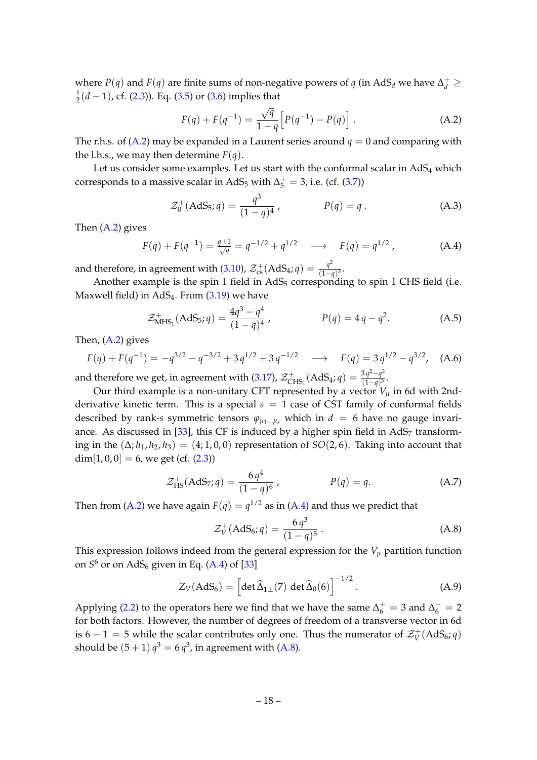where $P(q)$ and $F(q)$ are finite sums of non-negative powers of $q$ (in AdS$_d$ we have $\Delta_d^+ \geq \frac{1}{2}(d-1)$, cf. (2.3)). Eq. (3.5) or (3.6) implies that

$$F(q) + F(q^{-1}) = \frac{\sqrt{q}}{1-q}\Big[P(q^{-1}) - P(q)\Big]\,. \tag{A.2}$$

The r.h.s. of (A.2) may be expanded in a Laurent series around $q = 0$ and comparing with the l.h.s., we may then determine $F(q)$.

Let us consider some examples. Let us start with the conformal scalar in AdS$_4$ which corresponds to a massive scalar in AdS$_5$ with $\Delta_5^+ = 3$, i.e. (cf. (3.7))

$$\mathcal{Z}_0^+(\text{AdS}_5; q) = \frac{q^3}{(1-q)^4}\,, \qquad\qquad P(q) = q\,. \tag{A.3}$$

Then (A.2) gives

$$F(q) + F(q^{-1}) = \tfrac{q+1}{\sqrt{q}} = q^{-1/2} + q^{1/2} \quad \longrightarrow \quad F(q) = q^{1/2}\,, \tag{A.4}$$

and therefore, in agreement with (3.10), $\mathcal{Z}_{\text{cs}}^+(\text{AdS}_4; q) = \frac{q^2}{(1-q)^3}$.

Another example is the spin 1 field in AdS$_5$ corresponding to spin 1 CHS field (i.e. Maxwell field) in AdS$_4$. From (3.19) we have

$$\mathcal{Z}_{\text{MHS}_1}^+(\text{AdS}_5; q) = \frac{4q^3 - q^4}{(1-q)^4}\,, \qquad\qquad P(q) = 4\,q - q^2. \tag{A.5}$$

Then, (A.2) gives

$$F(q) + F(q^{-1}) = -q^{3/2} - q^{-3/2} + 3\,q^{1/2} + 3\,q^{-1/2} \quad \longrightarrow \quad F(q) = 3\,q^{1/2} - q^{3/2}, \tag{A.6}$$

and therefore we get, in agreement with (3.17), $\mathcal{Z}_{\text{CHS}_1}^+(\text{AdS}_4; q) = \frac{3\,q^2 - q^3}{(1-q)^3}$.

Our third example is a non-unitary CFT represented by a vector $V_\mu$ in 6d with 2nd-derivative kinetic term. This is a special $s = 1$ case of CST family of conformal fields described by rank-$s$ symmetric tensors $\varphi_{\mu_1 \ldots \mu_s}$ which in $d = 6$ have no gauge invariance. As discussed in [33], this CF is induced by a higher spin field in AdS$_7$ transforming in the $(\Delta; h_1, h_2, h_3) = (4; 1, 0, 0)$ representation of $SO(2,6)$. Taking into account that $\dim[1,0,0] = 6$, we get (cf. (2.3))

$$\mathcal{Z}_{\text{HS}}^+(\text{AdS}_7; q) = \frac{6\,q^4}{(1-q)^6}\,, \qquad\qquad P(q) = q. \tag{A.7}$$

Then from (A.2) we have again $F(q) = q^{1/2}$ as in (A.4) and thus we predict that

$$\mathcal{Z}_V^+(\text{AdS}_6; q) = \frac{6\,q^3}{(1-q)^5}\,. \tag{A.8}$$

This expression follows indeed from the general expression for the $V_\mu$ partition function on $S^6$ or on AdS$_6$ given in Eq. (A.4) of [33]

$$Z_V(\text{AdS}_6) = \Big[\det \widehat{\Delta}_{1\perp}(7)\,\det \widehat{\Delta}_0(6)\Big]^{-1/2}. \tag{A.9}$$

Applying (2.2) to the operators here we find that we have the same $\Delta_6^+ = 3$ and $\Delta_6^- = 2$ for both factors. However, the number of degrees of freedom of a transverse vector in 6d is $6 - 1 = 5$ while the scalar contributes only one. Thus the numerator of $\mathcal{Z}_V^+(\text{AdS}_6; q)$ should be $(5+1)\,q^3 = 6\,q^3$, in agreement with (A.8).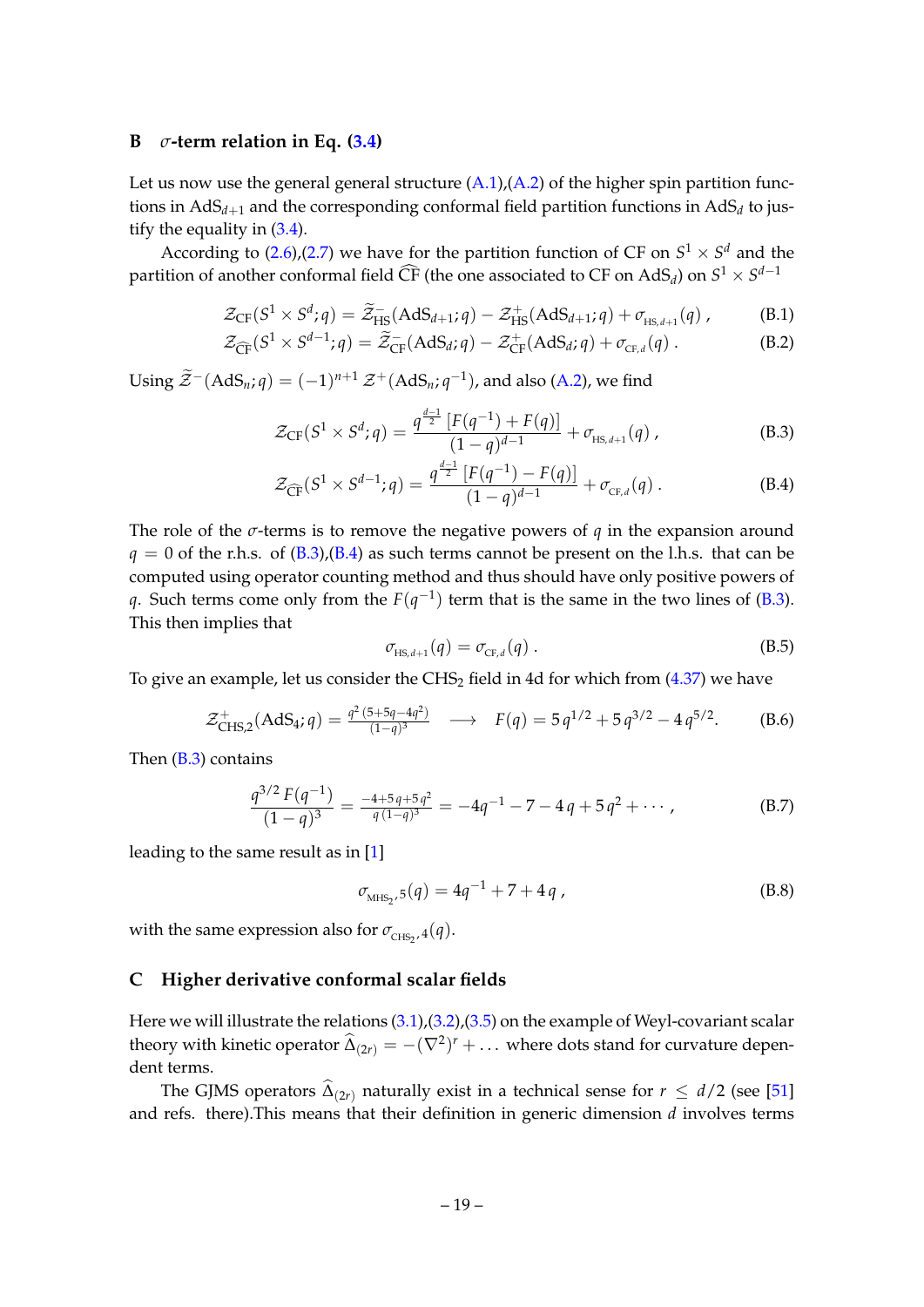## B $\sigma$-term relation in Eq. (3.4)

Let us now use the general general structure (A.1),(A.2) of the higher spin partition functions in $\mathrm{AdS}_{d+1}$ and the corresponding conformal field partition functions in $\mathrm{AdS}_d$ to justify the equality in (3.4).

According to (2.6),(2.7) we have for the partition function of CF on $S^1 \times S^d$ and the partition of another conformal field $\widehat{\mathrm{CF}}$ (the one associated to CF on $\mathrm{AdS}_d$) on $S^1 \times S^{d-1}$

$$
\mathcal{Z}_{\mathrm{CF}}(S^1 \times S^d; q) = \widetilde{\mathcal{Z}}^{-}_{\mathrm{HS}}(\mathrm{AdS}_{d+1}; q) - \mathcal{Z}^{+}_{\mathrm{HS}}(\mathrm{AdS}_{d+1}; q) + \sigma_{_{\mathrm{HS},d+1}}(q) \,, \tag{B.1}
$$

$$
\mathcal{Z}_{\widehat{\mathrm{CF}}}(S^1 \times S^{d-1}; q) = \widetilde{\mathcal{Z}}^{-}_{\mathrm{CF}}(\mathrm{AdS}_{d}; q) - \mathcal{Z}^{+}_{\mathrm{CF}}(\mathrm{AdS}_{d}; q) + \sigma_{_{\mathrm{CF},d}}(q) \,. \tag{B.2}
$$

Using $\widetilde{\mathcal{Z}}^{-}(\mathrm{AdS}_n; q) = (-1)^{n+1}\, \mathcal{Z}^{+}(\mathrm{AdS}_n; q^{-1})$, and also (A.2), we find

$$
\mathcal{Z}_{\mathrm{CF}}(S^1 \times S^d; q) = \frac{q^{\frac{d-1}{2}}\,[F(q^{-1}) + F(q)]}{(1-q)^{d-1}} + \sigma_{_{\mathrm{HS},d+1}}(q) \,, \tag{B.3}
$$

$$
\mathcal{Z}_{\widehat{\mathrm{CF}}}(S^1 \times S^{d-1}; q) = \frac{q^{\frac{d-1}{2}}\,[F(q^{-1}) - F(q)]}{(1-q)^{d-1}} + \sigma_{_{\mathrm{CF},d}}(q) \,. \tag{B.4}
$$

The role of the $\sigma$-terms is to remove the negative powers of $q$ in the expansion around $q = 0$ of the r.h.s. of (B.3),(B.4) as such terms cannot be present on the l.h.s. that can be computed using operator counting method and thus should have only positive powers of $q$. Such terms come only from the $F(q^{-1})$ term that is the same in the two lines of (B.3). This then implies that

$$
\sigma_{_{\mathrm{HS},d+1}}(q) = \sigma_{_{\mathrm{CF},d}}(q) \,. \tag{B.5}
$$

To give an example, let us consider the $\mathrm{CHS}_2$ field in 4d for which from (4.37) we have

$$
\mathcal{Z}^{+}_{\mathrm{CHS},2}(\mathrm{AdS}_4; q) = \frac{q^2\,(5+5q-4q^2)}{(1-q)^3} \quad \longrightarrow \quad F(q) = 5\,q^{1/2} + 5\,q^{3/2} - 4\,q^{5/2}. \tag{B.6}
$$

Then (B.3) contains

$$
\frac{q^{3/2}\,F(q^{-1})}{(1-q)^3} = \frac{-4+5\,q+5\,q^2}{q\,(1-q)^3} = -4q^{-1} - 7 - 4\,q + 5\,q^2 + \cdots \,, \tag{B.7}
$$

leading to the same result as in [1]

$$
\sigma_{_{\mathrm{MHS}_2,5}}(q) = 4q^{-1} + 7 + 4\,q \,, \tag{B.8}
$$

with the same expression also for $\sigma_{_{\mathrm{CHS}_2},4}(q)$.

## C Higher derivative conformal scalar fields

Here we will illustrate the relations (3.1),(3.2),(3.5) on the example of Weyl-covariant scalar theory with kinetic operator $\widehat{\Delta}_{(2r)} = -(\nabla^2)^r + \ldots$ where dots stand for curvature dependent terms.

The GJMS operators $\widehat{\Delta}_{(2r)}$ naturally exist in a technical sense for $r \leq d/2$ (see [51] and refs. there).This means that their definition in generic dimension $d$ involves terms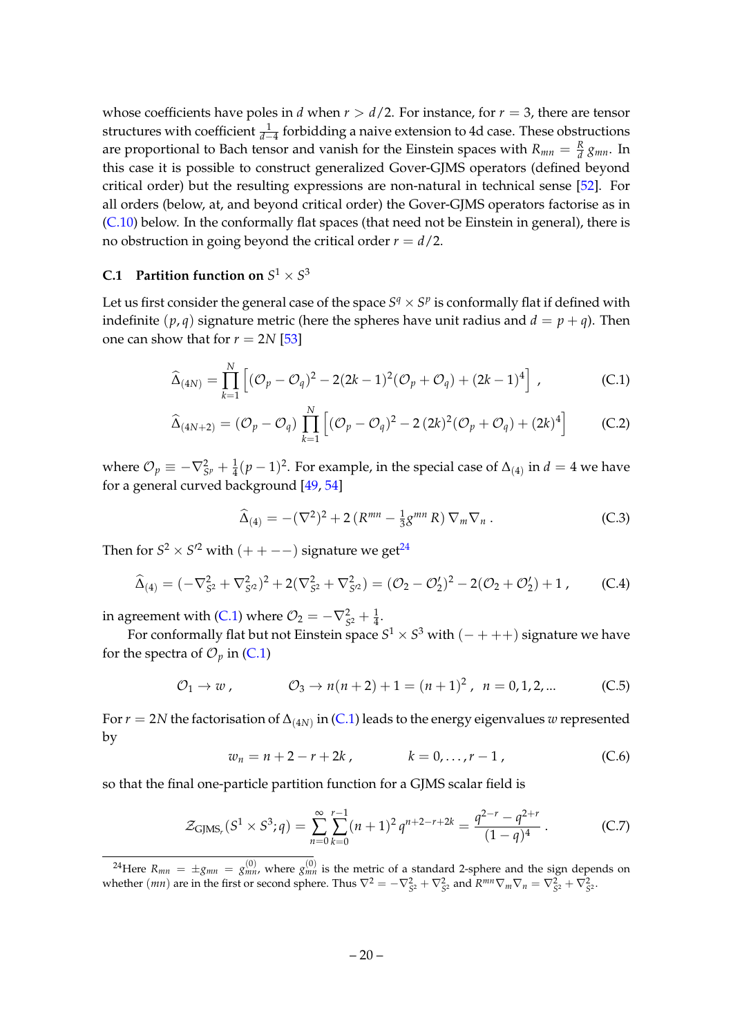whose coefficients have poles in $d$ when $r > d/2$. For instance, for $r = 3$, there are tensor structures with coefficient $\frac{1}{d-4}$ forbidding a naive extension to 4d case. These obstructions are proportional to Bach tensor and vanish for the Einstein spaces with $R_{mn} = \frac{R}{d} g_{mn}$. In this case it is possible to construct generalized Gover-GJMS operators (defined beyond critical order) but the resulting expressions are non-natural in technical sense [52]. For all orders (below, at, and beyond critical order) the Gover-GJMS operators factorise as in (C.10) below. In the conformally flat spaces (that need not be Einstein in general), there is no obstruction in going beyond the critical order $r = d/2$.

### C.1 Partition function on $S^1 \times S^3$

Let us first consider the general case of the space $S^q \times S^p$ is conformally flat if defined with indefinite $(p, q)$ signature metric (here the spheres have unit radius and $d = p + q$). Then one can show that for $r = 2N$ [53]

$$\widehat{\Delta}_{(4N)} = \prod_{k=1}^{N} \Big[ (\mathcal{O}_p - \mathcal{O}_q)^2 - 2(2k-1)^2(\mathcal{O}_p + \mathcal{O}_q) + (2k-1)^4 \Big] \ , \tag{C.1}$$

$$\widehat{\Delta}_{(4N+2)} = (\mathcal{O}_p - \mathcal{O}_q) \prod_{k=1}^{N} \Big[ (\mathcal{O}_p - \mathcal{O}_q)^2 - 2\,(2k)^2(\mathcal{O}_p + \mathcal{O}_q) + (2k)^4 \Big] \tag{C.2}$$

where $\mathcal{O}_p \equiv -\nabla^2_{S^p} + \frac{1}{4}(p-1)^2$. For example, in the special case of $\Delta_{(4)}$ in $d = 4$ we have for a general curved background [49, 54]

$$\widehat{\Delta}_{(4)} = -(\nabla^2)^2 + 2\,(R^{mn} - \tfrac{1}{3} g^{mn}\, R)\, \nabla_m \nabla_n \,. \tag{C.3}$$

Then for $S^2 \times S'^2$ with $(++--)$ signature we get[24]

$$\widehat{\Delta}_{(4)} = (-\nabla^2_{S^2} + \nabla^2_{S'^2})^2 + 2(\nabla^2_{S^2} + \nabla^2_{S'^2}) = (\mathcal{O}_2 - \mathcal{O}_2')^2 - 2(\mathcal{O}_2 + \mathcal{O}_2') + 1\,, \tag{C.4}$$

in agreement with (C.1) where $\mathcal{O}_2 = -\nabla^2_{S^2} + \frac{1}{4}$.

For conformally flat but not Einstein space $S^1 \times S^3$ with $(-+++)$ signature we have for the spectra of $\mathcal{O}_p$ in (C.1)

$$\mathcal{O}_1 \to w\,, \qquad\qquad \mathcal{O}_3 \to n(n+2) + 1 = (n+1)^2\,, \ \ n = 0, 1, 2, ... \tag{C.5}$$

For $r = 2N$ the factorisation of $\Delta_{(4N)}$ in (C.1) leads to the energy eigenvalues $w$ represented by

$$w_n = n + 2 - r + 2k\,, \qquad\qquad k = 0, \ldots, r-1\,, \tag{C.6}$$

so that the final one-particle partition function for a GJMS scalar field is

$$\mathcal{Z}_{\text{GJMS}_r}(S^1 \times S^3; q) = \sum_{n=0}^{\infty} \sum_{k=0}^{r-1} (n+1)^2\, q^{n+2-r+2k} = \frac{q^{2-r} - q^{2+r}}{(1-q)^4}\,. \tag{C.7}$$

[24] Here $R_{mn} = \pm g_{mn} = g^{(0)}_{mn}$, where $g^{(0)}_{mn}$ is the metric of a standard 2-sphere and the sign depends on whether $(mn)$ are in the first or second sphere. Thus $\nabla^2 = -\nabla^2_{S^2} + \nabla^2_{S^2}$ and $R^{mn}\nabla_m\nabla_n = \nabla^2_{S^2} + \nabla^2_{S^2}$.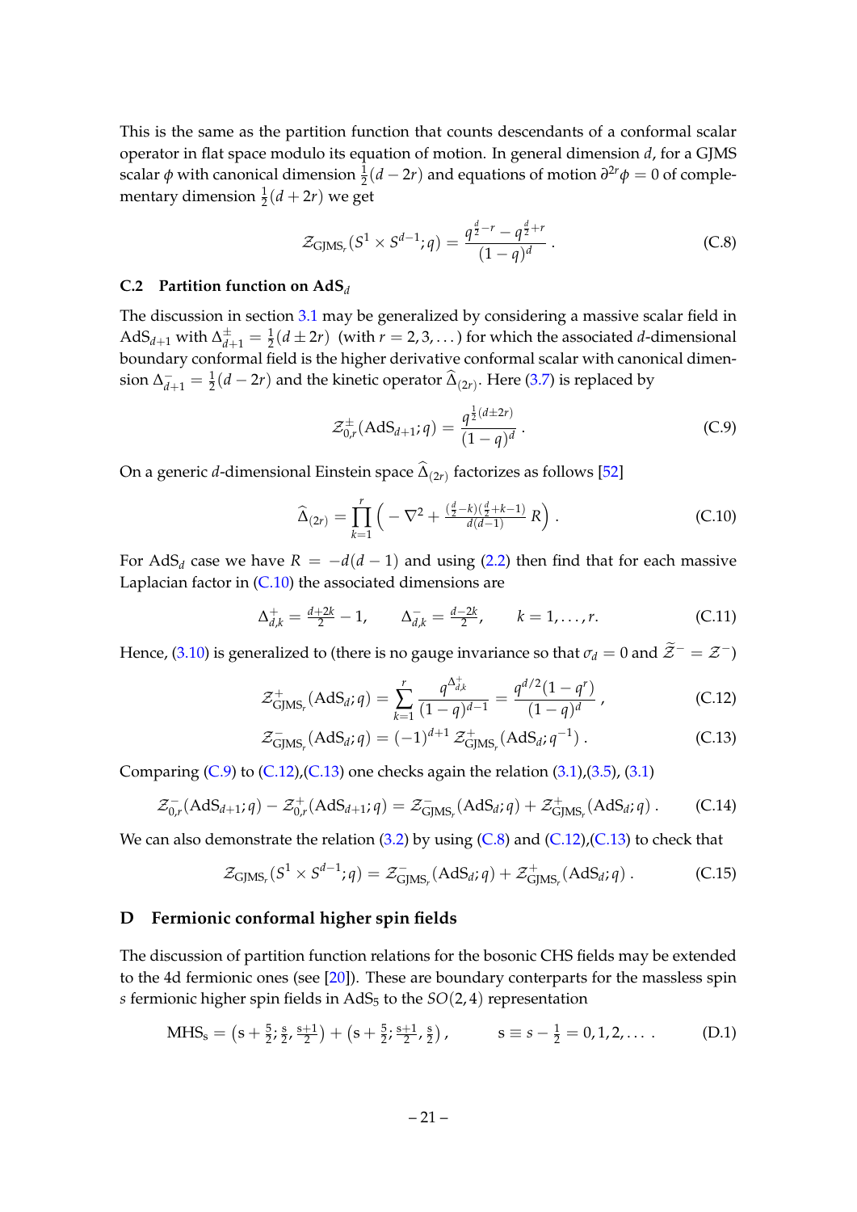This is the same as the partition function that counts descendants of a conformal scalar operator in flat space modulo its equation of motion. In general dimension $d$, for a GJMS scalar $\phi$ with canonical dimension $\frac{1}{2}(d-2r)$ and equations of motion $\partial^{2r}\phi = 0$ of complementary dimension $\frac{1}{2}(d+2r)$ we get

$$\mathcal{Z}_{\text{GJMS}_r}(S^1 \times S^{d-1}; q) = \frac{q^{\frac{d}{2}-r} - q^{\frac{d}{2}+r}}{(1-q)^d} \,. \tag{C.8}$$

### C.2 Partition function on AdS$_d$

The discussion in section 3.1 may be generalized by considering a massive scalar field in AdS$_{d+1}$ with $\Delta^{\pm}_{d+1} = \frac{1}{2}(d \pm 2r)$ (with $r = 2, 3, \dots$) for which the associated $d$-dimensional boundary conformal field is the higher derivative conformal scalar with canonical dimension $\Delta^{-}_{d+1} = \frac{1}{2}(d-2r)$ and the kinetic operator $\widehat{\Delta}_{(2r)}$. Here (3.7) is replaced by

$$\mathcal{Z}^{\pm}_{0,r}(\text{AdS}_{d+1}; q) = \frac{q^{\frac{1}{2}(d\pm 2r)}}{(1-q)^d} \,. \tag{C.9}$$

On a generic $d$-dimensional Einstein space $\widehat{\Delta}_{(2r)}$ factorizes as follows [52]

$$\widehat{\Delta}_{(2r)} = \prod_{k=1}^{r} \Big( -\nabla^2 + \tfrac{(\frac{d}{2}-k)(\frac{d}{2}+k-1)}{d(d-1)} R \Big) \,. \tag{C.10}$$

For AdS$_d$ case we have $R = -d(d-1)$ and using (2.2) then find that for each massive Laplacian factor in (C.10) the associated dimensions are

$$\Delta^{+}_{d,k} = \tfrac{d+2k}{2} - 1, \qquad \Delta^{-}_{d,k} = \tfrac{d-2k}{2}, \qquad k = 1, \dots, r. \tag{C.11}$$

Hence, (3.10) is generalized to (there is no gauge invariance so that $\sigma_d = 0$ and $\widetilde{\mathcal{Z}}^{-} = \mathcal{Z}^{-}$)

$$\mathcal{Z}^{+}_{\text{GJMS}_r}(\text{AdS}_d; q) = \sum_{k=1}^{r} \frac{q^{\Delta^{+}_{d,k}}}{(1-q)^{d-1}} = \frac{q^{d/2}(1-q^r)}{(1-q)^d} \,, \tag{C.12}$$

$$\mathcal{Z}^{-}_{\text{GJMS}_r}(\text{AdS}_d; q) = (-1)^{d+1}\, \mathcal{Z}^{+}_{\text{GJMS}_r}(\text{AdS}_d; q^{-1}) \,. \tag{C.13}$$

Comparing (C.9) to (C.12),(C.13) one checks again the relation (3.1),(3.5), (3.1)

$$\mathcal{Z}^{-}_{0,r}(\text{AdS}_{d+1}; q) - \mathcal{Z}^{+}_{0,r}(\text{AdS}_{d+1}; q) = \mathcal{Z}^{-}_{\text{GJMS}_r}(\text{AdS}_d; q) + \mathcal{Z}^{+}_{\text{GJMS}_r}(\text{AdS}_d; q) \,. \tag{C.14}$$

We can also demonstrate the relation (3.2) by using (C.8) and (C.12),(C.13) to check that

$$\mathcal{Z}_{\text{GJMS}_r}(S^1 \times S^{d-1}; q) = \mathcal{Z}^{-}_{\text{GJMS}_r}(\text{AdS}_d; q) + \mathcal{Z}^{+}_{\text{GJMS}_r}(\text{AdS}_d; q) \,. \tag{C.15}$$

## D Fermionic conformal higher spin fields

The discussion of partition function relations for the bosonic CHS fields may be extended to the 4d fermionic ones (see [20]). These are boundary conterparts for the massless spin $s$ fermionic higher spin fields in AdS$_5$ to the $SO(2,4)$ representation

$$\text{MHS}_{\text{s}} = \big(\text{s} + \tfrac{5}{2}; \tfrac{\text{s}}{2}, \tfrac{\text{s}+1}{2}\big) + \big(\text{s} + \tfrac{5}{2}; \tfrac{\text{s}+1}{2}, \tfrac{\text{s}}{2}\big)\,, \qquad \text{s} \equiv s - \tfrac{1}{2} = 0, 1, 2, \dots \,. \tag{D.1}$$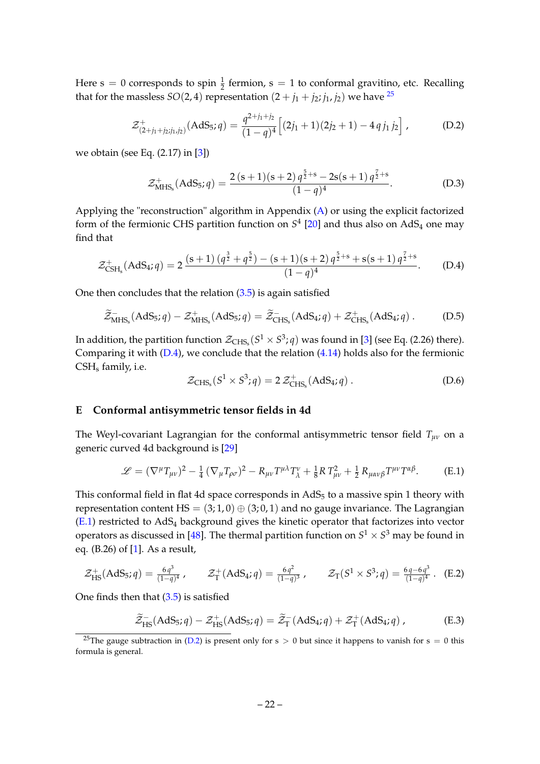Here $\mathrm{s} = 0$ corresponds to spin $\frac{1}{2}$ fermion, $\mathrm{s} = 1$ to conformal gravitino, etc. Recalling that for the massless $SO(2,4)$ representation $(2 + j_1 + j_2; j_1, j_2)$ we have [25]

$$\mathcal{Z}^{+}_{(2+j_1+j_2;j_1,j_2)}(\mathrm{AdS}_5; q) = \frac{q^{2+j_1+j_2}}{(1-q)^4}\Big[(2j_1+1)(2j_2+1) - 4\,q\,j_1\,j_2\Big]\,, \tag{D.2}$$

we obtain (see Eq. (2.17) in [3])

$$\mathcal{Z}^{+}_{\mathrm{MHS_s}}(\mathrm{AdS}_5; q) = \frac{2\,(\mathrm{s}+1)(\mathrm{s}+2)\,q^{\frac{5}{2}+\mathrm{s}} - 2\mathrm{s}(\mathrm{s}+1)\,q^{\frac{7}{2}+\mathrm{s}}}{(1-q)^4}. \tag{D.3}$$

Applying the "reconstruction" algorithm in Appendix (A) or using the explicit factorized form of the fermionic CHS partition function on $S^4$ [20] and thus also on $\mathrm{AdS}_4$ one may find that

$$\mathcal{Z}^{+}_{\mathrm{CSH_s}}(\mathrm{AdS}_4; q) = 2\,\frac{(\mathrm{s}+1)\,(q^{\frac{3}{2}}+q^{\frac{5}{2}}) - (\mathrm{s}+1)(\mathrm{s}+2)\,q^{\frac{5}{2}+\mathrm{s}} + \mathrm{s}(\mathrm{s}+1)\,q^{\frac{7}{2}+\mathrm{s}}}{(1-q)^4}. \tag{D.4}$$

One then concludes that the relation (3.5) is again satisfied

$$\widetilde{\mathcal{Z}}^{-}_{\mathrm{MHS_s}}(\mathrm{AdS}_5; q) - \mathcal{Z}^{+}_{\mathrm{MHS_s}}(\mathrm{AdS}_5; q) = \widetilde{\mathcal{Z}}^{-}_{\mathrm{CHS_s}}(\mathrm{AdS}_4; q) + \mathcal{Z}^{+}_{\mathrm{CHS_s}}(\mathrm{AdS}_4; q)\,. \tag{D.5}$$

In addition, the partition function $\mathcal{Z}_{\mathrm{CHS_s}}(S^1 \times S^3; q)$ was found in [3] (see Eq. (2.26) there). Comparing it with (D.4), we conclude that the relation (4.14) holds also for the fermionic $\mathrm{CSH_s}$ family, i.e.

$$\mathcal{Z}_{\mathrm{CHS_s}}(S^1 \times S^3; q) = 2\,\mathcal{Z}^{+}_{\mathrm{CHS_s}}(\mathrm{AdS}_4; q)\,. \tag{D.6}$$

## E Conformal antisymmetric tensor fields in 4d

The Weyl-covariant Lagrangian for the conformal antisymmetric tensor field $T_{\mu\nu}$ on a generic curved 4d background is [29]

$$\mathscr{L} = (\nabla^\mu T_{\mu\nu})^2 - \tfrac{1}{4}\,(\nabla_\mu T_{\rho\sigma})^2 - R_{\mu\nu} T^{\mu\lambda} T^{\nu}_{\ \lambda} + \tfrac{1}{8} R\, T^2_{\mu\nu} + \tfrac{1}{2}\, R_{\mu\alpha\nu\beta} T^{\mu\nu} T^{\alpha\beta}. \tag{E.1}$$

This conformal field in flat 4d space corresponds in $\mathrm{AdS}_5$ to a massive spin 1 theory with representation content $\mathrm{HS} = (3; 1, 0) \oplus (3; 0, 1)$ and no gauge invariance. The Lagrangian (E.1) restricted to $\mathrm{AdS}_4$ background gives the kinetic operator that factorizes into vector operators as discussed in [48]. The thermal partition function on $S^1 \times S^3$ may be found in eq. (B.26) of [1]. As a result,

$$\mathcal{Z}^{+}_{\mathrm{HS}}(\mathrm{AdS}_5; q) = \tfrac{6\,q^3}{(1-q)^4}\,, \qquad \mathcal{Z}^{+}_{\mathrm{T}}(\mathrm{AdS}_4; q) = \tfrac{6\,q^2}{(1-q)^3}\,, \qquad \mathcal{Z}_{\mathrm{T}}(S^1 \times S^3; q) = \tfrac{6\,q - 6\,q^3}{(1-q)^4}\,. \tag{E.2}$$

One finds then that (3.5) is satisfied

$$\widetilde{\mathcal{Z}}^{-}_{\mathrm{HS}}(\mathrm{AdS}_5; q) - \mathcal{Z}^{+}_{\mathrm{HS}}(\mathrm{AdS}_5; q) = \widetilde{\mathcal{Z}}^{-}_{\mathrm{T}}(\mathrm{AdS}_4; q) + \mathcal{Z}^{+}_{\mathrm{T}}(\mathrm{AdS}_4; q)\,, \tag{E.3}$$

---

[25] The gauge subtraction in (D.2) is present only for $\mathrm{s} > 0$ but since it happens to vanish for $\mathrm{s} = 0$ this formula is general.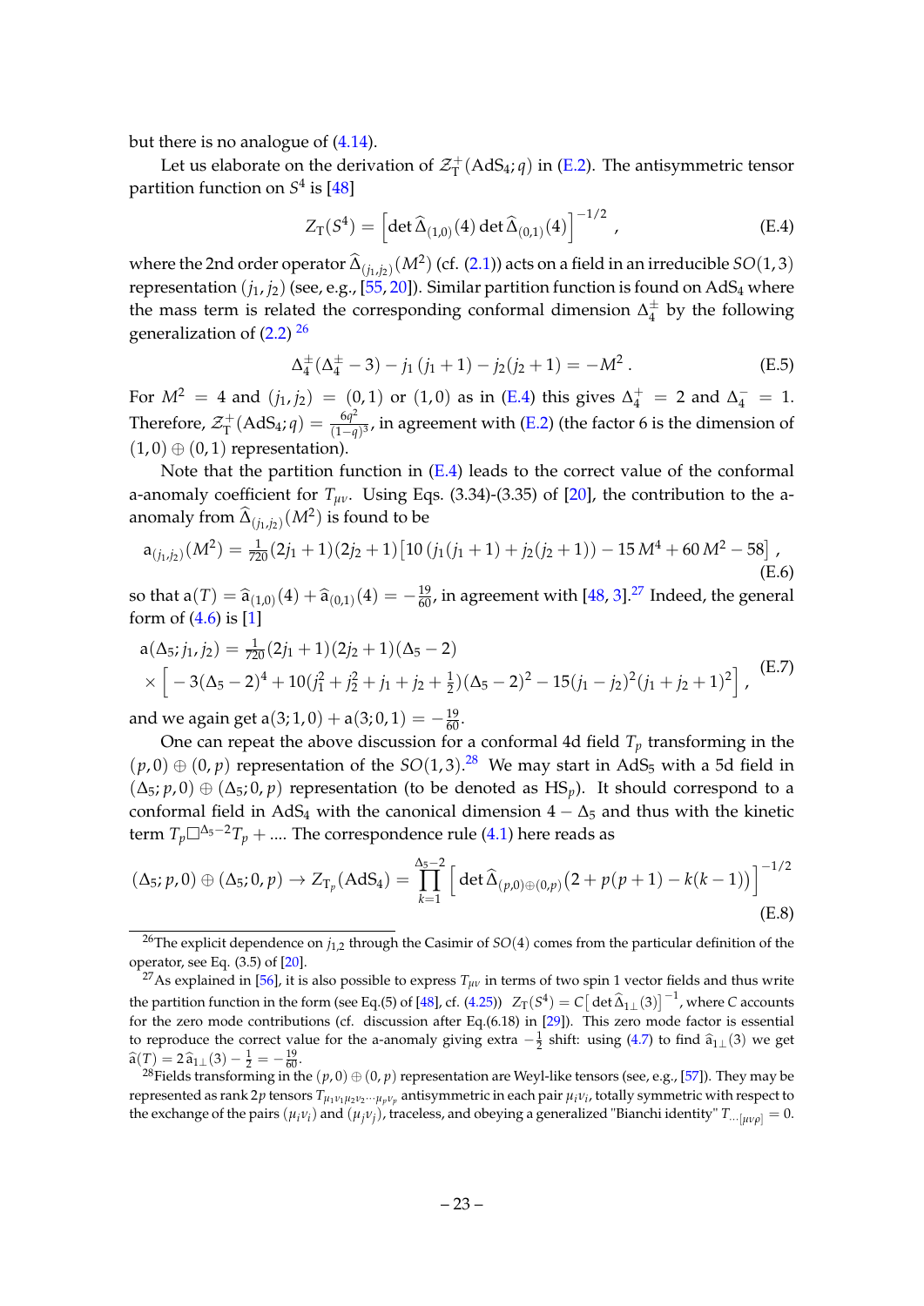but there is no analogue of (4.14).

Let us elaborate on the derivation of $\mathcal{Z}^+_{\rm T}({\rm AdS}_4; q)$ in (E.2). The antisymmetric tensor partition function on $S^4$ is [48]

$$Z_{\rm T}(S^4) = \Big[\det \widehat{\Delta}_{(1,0)}(4) \det \widehat{\Delta}_{(0,1)}(4)\Big]^{-1/2} , \tag{E.4}$$

where the 2nd order operator $\widehat{\Delta}_{(j_1,j_2)}(M^2)$ (cf. (2.1)) acts on a field in an irreducible $SO(1,3)$ representation $(j_1, j_2)$ (see, e.g., [55, 20]). Similar partition function is found on AdS$_4$ where the mass term is related the corresponding conformal dimension $\Delta_4^\pm$ by the following generalization of (2.2) [26]

$$\Delta_4^\pm(\Delta_4^\pm - 3) - j_1\,(j_1+1) - j_2(j_2+1) = -M^2 \, . \tag{E.5}$$

For $M^2 = 4$ and $(j_1, j_2) = (0, 1)$ or $(1, 0)$ as in (E.4) this gives $\Delta_4^+ = 2$ and $\Delta_4^- = 1$. Therefore, $\mathcal{Z}^+_{\rm T}({\rm AdS}_4; q) = \frac{6q^2}{(1-q)^3}$, in agreement with (E.2) (the factor 6 is the dimension of $(1, 0) \oplus (0, 1)$ representation).

Note that the partition function in (E.4) leads to the correct value of the conformal a-anomaly coefficient for $T_{\mu\nu}$. Using Eqs. (3.34)-(3.35) of [20], the contribution to the a-anomaly from $\widehat{\Delta}_{(j_1,j_2)}(M^2)$ is found to be

$$\mathrm{a}_{(j_1,j_2)}(M^2) = \tfrac{1}{720}(2j_1+1)(2j_2+1)\big[10\,(j_1(j_1+1)+j_2(j_2+1)) - 15\,M^4 + 60\,M^2 - 58\big] \, , \tag{E.6}$$

so that $\mathrm{a}(T) = \widehat{\mathrm{a}}_{(1,0)}(4) + \widehat{\mathrm{a}}_{(0,1)}(4) = -\frac{19}{60}$, in agreement with [48, 3].[27] Indeed, the general form of (4.6) is [1]

$$\begin{aligned}\mathrm{a}(\Delta_5; j_1, j_2) &= \tfrac{1}{720}(2j_1+1)(2j_2+1)(\Delta_5-2) \\ &\times \Big[-3(\Delta_5-2)^4 + 10(j_1^2+j_2^2+j_1+j_2+\tfrac{1}{2})(\Delta_5-2)^2 - 15(j_1-j_2)^2(j_1+j_2+1)^2\Big] \, ,\end{aligned} \tag{E.7}$$

and we again get $\mathrm{a}(3; 1, 0) + \mathrm{a}(3; 0, 1) = -\frac{19}{60}$.

One can repeat the above discussion for a conformal 4d field $T_p$ transforming in the $(p, 0) \oplus (0, p)$ representation of the $SO(1, 3)$.[28] We may start in AdS$_5$ with a 5d field in $(\Delta_5; p, 0) \oplus (\Delta_5; 0, p)$ representation (to be denoted as HS$_p$). It should correspond to a conformal field in AdS$_4$ with the canonical dimension $4 - \Delta_5$ and thus with the kinetic term $T_p \Box^{\Delta_5-2} T_p + \ldots$. The correspondence rule (4.1) here reads as

$$(\Delta_5; p, 0) \oplus (\Delta_5; 0, p) \to Z_{{\rm T}_p}({\rm AdS}_4) = \prod_{k=1}^{\Delta_5-2} \Big[\det \widehat{\Delta}_{(p,0)\oplus(0,p)}\big(2 + p(p+1) - k(k-1)\big)\Big]^{-1/2} \tag{E.8}$$

---

[26] The explicit dependence on $j_{1,2}$ through the Casimir of $SO(4)$ comes from the particular definition of the operator, see Eq. (3.5) of [20].

[27] As explained in [56], it is also possible to express $T_{\mu\nu}$ in terms of two spin 1 vector fields and thus write the partition function in the form (see Eq.(5) of [48], cf. (4.25)) $Z_{\rm T}(S^4) = C\big[\det \widehat{\Delta}_{1\perp}(3)\big]^{-1}$, where $C$ accounts for the zero mode contributions (cf. discussion after Eq.(6.18) in [29]). This zero mode factor is essential to reproduce the correct value for the a-anomaly giving extra $-\frac{1}{2}$ shift: using (4.7) to find $\widehat{\mathrm{a}}_{1\perp}(3)$ we get $\widehat{\mathrm{a}}(T) = 2\,\widehat{\mathrm{a}}_{1\perp}(3) - \frac{1}{2} = -\frac{19}{60}$.

[28] Fields transforming in the $(p, 0) \oplus (0, p)$ representation are Weyl-like tensors (see, e.g., [57]). They may be represented as rank $2p$ tensors $T_{\mu_1\nu_1\mu_2\nu_2\cdots\mu_p\nu_p}$ antisymmetric in each pair $\mu_i\nu_i$, totally symmetric with respect to the exchange of the pairs $(\mu_i\nu_i)$ and $(\mu_j\nu_j)$, traceless, and obeying a generalized "Bianchi identity" $T_{\ldots[\mu\nu\rho]} = 0$.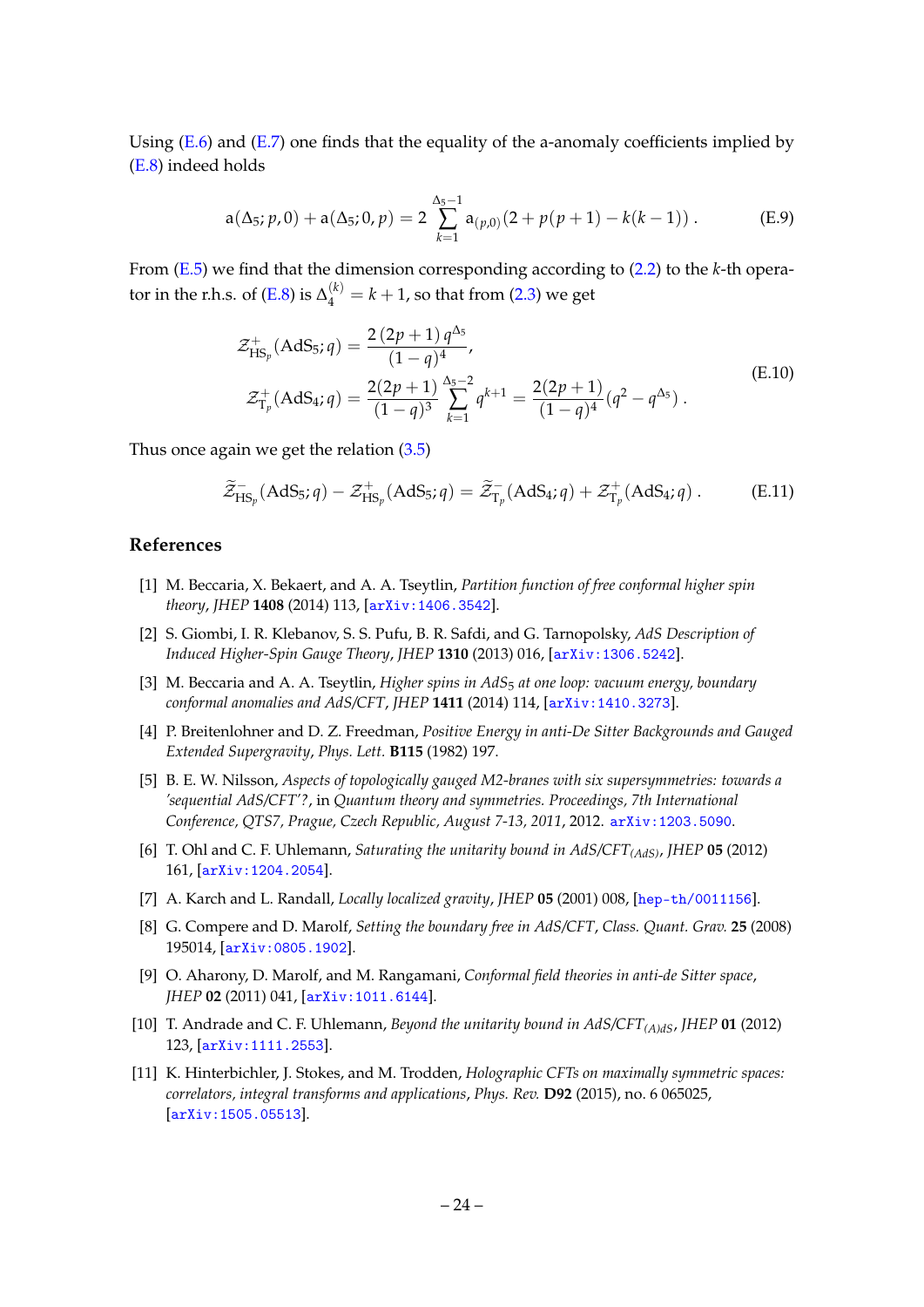Using (E.6) and (E.7) one finds that the equality of the a-anomaly coefficients implied by (E.8) indeed holds

$$
\mathrm{a}(\Delta_5; p, 0) + \mathrm{a}(\Delta_5; 0, p) = 2 \sum_{k=1}^{\Delta_5 - 1} \mathrm{a}_{(p,0)} (2 + p(p+1) - k(k-1)) \, . \tag{E.9}
$$

From (E.5) we find that the dimension corresponding according to (2.2) to the $k$-th operator in the r.h.s. of (E.8) is $\Delta_4^{(k)} = k + 1$, so that from (2.3) we get

$$
\begin{aligned}
\mathcal{Z}^{+}_{\mathrm{HS}_p}(\mathrm{AdS}_5; q) &= \frac{2\,(2p+1)\, q^{\Delta_5}}{(1-q)^4}, \\
\mathcal{Z}^{+}_{\mathrm{T}_p}(\mathrm{AdS}_4; q) &= \frac{2(2p+1)}{(1-q)^3} \sum_{k=1}^{\Delta_5 - 2} q^{k+1} = \frac{2(2p+1)}{(1-q)^4} (q^2 - q^{\Delta_5}) \, .
\end{aligned} \tag{E.10}
$$

Thus once again we get the relation (3.5)

$$
\widetilde{\mathcal{Z}}^{-}_{\mathrm{HS}_p}(\mathrm{AdS}_5; q) - \mathcal{Z}^{+}_{\mathrm{HS}_p}(\mathrm{AdS}_5; q) = \widetilde{\mathcal{Z}}^{-}_{\mathrm{T}_p}(\mathrm{AdS}_4; q) + \mathcal{Z}^{+}_{\mathrm{T}_p}(\mathrm{AdS}_4; q) \, . \tag{E.11}
$$

## References

[1] M. Beccaria, X. Bekaert, and A. A. Tseytlin, *Partition function of free conformal higher spin theory*, *JHEP* **1408** (2014) 113, [arXiv:1406.3542].

[2] S. Giombi, I. R. Klebanov, S. S. Pufu, B. R. Safdi, and G. Tarnopolsky, *AdS Description of Induced Higher-Spin Gauge Theory*, *JHEP* **1310** (2013) 016, [arXiv:1306.5242].

[3] M. Beccaria and A. A. Tseytlin, *Higher spins in AdS$_5$ at one loop: vacuum energy, boundary conformal anomalies and AdS/CFT*, *JHEP* **1411** (2014) 114, [arXiv:1410.3273].

[4] P. Breitenlohner and D. Z. Freedman, *Positive Energy in anti-De Sitter Backgrounds and Gauged Extended Supergravity*, *Phys. Lett.* **B115** (1982) 197.

[5] B. E. W. Nilsson, *Aspects of topologically gauged M2-branes with six supersymmetries: towards a 'sequential AdS/CFT'?*, in *Quantum theory and symmetries. Proceedings, 7th International Conference, QTS7, Prague, Czech Republic, August 7-13, 2011*, 2012. arXiv:1203.5090.

[6] T. Ohl and C. F. Uhlemann, *Saturating the unitarity bound in AdS/CFT$_{(AdS)}$*, *JHEP* **05** (2012) 161, [arXiv:1204.2054].

[7] A. Karch and L. Randall, *Locally localized gravity*, *JHEP* **05** (2001) 008, [hep-th/0011156].

[8] G. Compere and D. Marolf, *Setting the boundary free in AdS/CFT*, *Class. Quant. Grav.* **25** (2008) 195014, [arXiv:0805.1902].

[9] O. Aharony, D. Marolf, and M. Rangamani, *Conformal field theories in anti-de Sitter space*, *JHEP* **02** (2011) 041, [arXiv:1011.6144].

[10] T. Andrade and C. F. Uhlemann, *Beyond the unitarity bound in AdS/CFT$_{(A)dS}$*, *JHEP* **01** (2012) 123, [arXiv:1111.2553].

[11] K. Hinterbichler, J. Stokes, and M. Trodden, *Holographic CFTs on maximally symmetric spaces: correlators, integral transforms and applications*, *Phys. Rev.* **D92** (2015), no. 6 065025, [arXiv:1505.05513].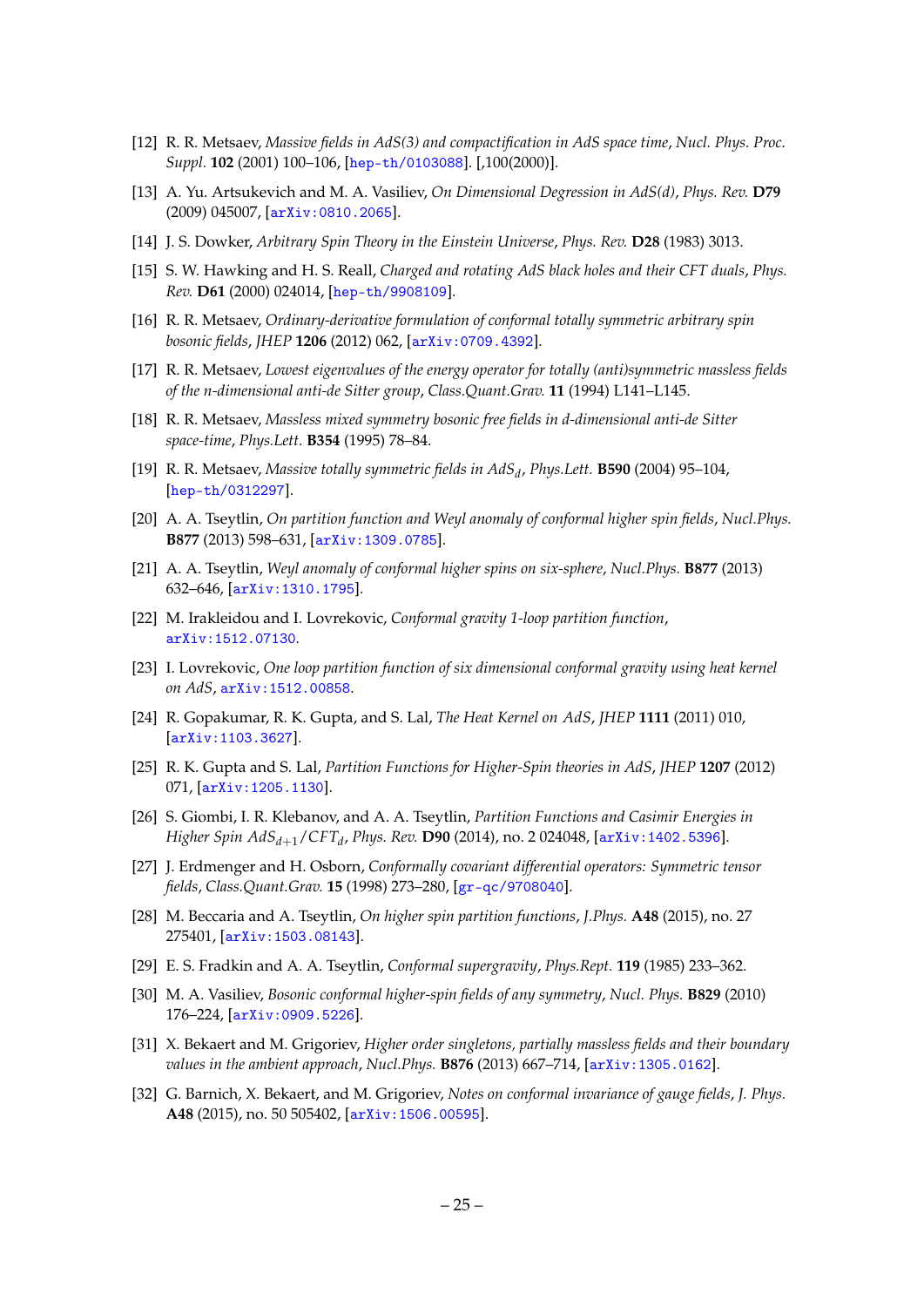- [12] R. R. Metsaev, *Massive fields in AdS(3) and compactification in AdS space time*, *Nucl. Phys. Proc. Suppl.* **102** (2001) 100–106, [hep-th/0103088]. [,100(2000)].
- [13] A. Yu. Artsukevich and M. A. Vasiliev, *On Dimensional Degression in AdS(d)*, *Phys. Rev.* **D79** (2009) 045007, [arXiv:0810.2065].
- [14] J. S. Dowker, *Arbitrary Spin Theory in the Einstein Universe*, *Phys. Rev.* **D28** (1983) 3013.
- [15] S. W. Hawking and H. S. Reall, *Charged and rotating AdS black holes and their CFT duals*, *Phys. Rev.* **D61** (2000) 024014, [hep-th/9908109].
- [16] R. R. Metsaev, *Ordinary-derivative formulation of conformal totally symmetric arbitrary spin bosonic fields*, *JHEP* **1206** (2012) 062, [arXiv:0709.4392].
- [17] R. R. Metsaev, *Lowest eigenvalues of the energy operator for totally (anti)symmetric massless fields of the n-dimensional anti-de Sitter group*, *Class.Quant.Grav.* **11** (1994) L141–L145.
- [18] R. R. Metsaev, *Massless mixed symmetry bosonic free fields in d-dimensional anti-de Sitter space-time*, *Phys.Lett.* **B354** (1995) 78–84.
- [19] R. R. Metsaev, *Massive totally symmetric fields in $AdS_d$*, *Phys.Lett.* **B590** (2004) 95–104, [hep-th/0312297].
- [20] A. A. Tseytlin, *On partition function and Weyl anomaly of conformal higher spin fields*, *Nucl.Phys.* **B877** (2013) 598–631, [arXiv:1309.0785].
- [21] A. A. Tseytlin, *Weyl anomaly of conformal higher spins on six-sphere*, *Nucl.Phys.* **B877** (2013) 632–646, [arXiv:1310.1795].
- [22] M. Irakleidou and I. Lovrekovic, *Conformal gravity 1-loop partition function*, arXiv:1512.07130.
- [23] I. Lovrekovic, *One loop partition function of six dimensional conformal gravity using heat kernel on AdS*, arXiv:1512.00858.
- [24] R. Gopakumar, R. K. Gupta, and S. Lal, *The Heat Kernel on AdS*, *JHEP* **1111** (2011) 010, [arXiv:1103.3627].
- [25] R. K. Gupta and S. Lal, *Partition Functions for Higher-Spin theories in AdS*, *JHEP* **1207** (2012) 071, [arXiv:1205.1130].
- [26] S. Giombi, I. R. Klebanov, and A. A. Tseytlin, *Partition Functions and Casimir Energies in Higher Spin $AdS_{d+1}/CFT_d$*, *Phys. Rev.* **D90** (2014), no. 2 024048, [arXiv:1402.5396].
- [27] J. Erdmenger and H. Osborn, *Conformally covariant differential operators: Symmetric tensor fields*, *Class.Quant.Grav.* **15** (1998) 273–280, [gr-qc/9708040].
- [28] M. Beccaria and A. Tseytlin, *On higher spin partition functions*, *J.Phys.* **A48** (2015), no. 27 275401, [arXiv:1503.08143].
- [29] E. S. Fradkin and A. A. Tseytlin, *Conformal supergravity*, *Phys.Rept.* **119** (1985) 233–362.
- [30] M. A. Vasiliev, *Bosonic conformal higher-spin fields of any symmetry*, *Nucl. Phys.* **B829** (2010) 176–224, [arXiv:0909.5226].
- [31] X. Bekaert and M. Grigoriev, *Higher order singletons, partially massless fields and their boundary values in the ambient approach*, *Nucl.Phys.* **B876** (2013) 667–714, [arXiv:1305.0162].
- [32] G. Barnich, X. Bekaert, and M. Grigoriev, *Notes on conformal invariance of gauge fields*, *J. Phys.* **A48** (2015), no. 50 505402, [arXiv:1506.00595].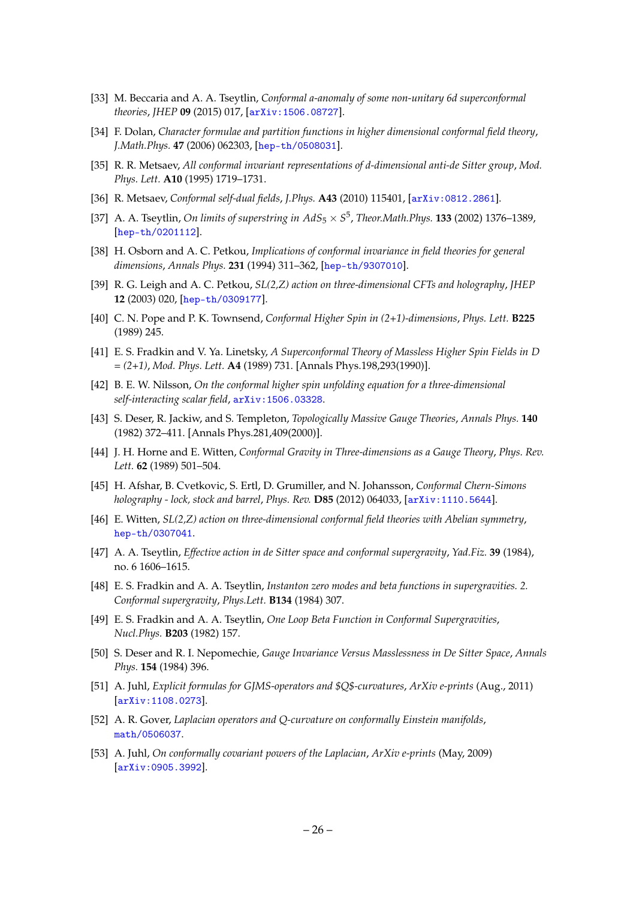[33] M. Beccaria and A. A. Tseytlin, *Conformal a-anomaly of some non-unitary 6d superconformal theories*, *JHEP* **09** (2015) 017, [arXiv:1506.08727].

[34] F. Dolan, *Character formulae and partition functions in higher dimensional conformal field theory*, *J.Math.Phys.* **47** (2006) 062303, [hep-th/0508031].

[35] R. R. Metsaev, *All conformal invariant representations of d-dimensional anti-de Sitter group*, *Mod. Phys. Lett.* **A10** (1995) 1719–1731.

[36] R. Metsaev, *Conformal self-dual fields*, *J.Phys.* **A43** (2010) 115401, [arXiv:0812.2861].

[37] A. A. Tseytlin, *On limits of superstring in $AdS_5 \times S^5$*, *Theor.Math.Phys.* **133** (2002) 1376–1389, [hep-th/0201112].

[38] H. Osborn and A. C. Petkou, *Implications of conformal invariance in field theories for general dimensions*, *Annals Phys.* **231** (1994) 311–362, [hep-th/9307010].

[39] R. G. Leigh and A. C. Petkou, *SL(2,Z) action on three-dimensional CFTs and holography*, *JHEP* **12** (2003) 020, [hep-th/0309177].

[40] C. N. Pope and P. K. Townsend, *Conformal Higher Spin in (2+1)-dimensions*, *Phys. Lett.* **B225** (1989) 245.

[41] E. S. Fradkin and V. Ya. Linetsky, *A Superconformal Theory of Massless Higher Spin Fields in D = (2+1)*, *Mod. Phys. Lett.* **A4** (1989) 731. [Annals Phys.198,293(1990)].

[42] B. E. W. Nilsson, *On the conformal higher spin unfolding equation for a three-dimensional self-interacting scalar field*, arXiv:1506.03328.

[43] S. Deser, R. Jackiw, and S. Templeton, *Topologically Massive Gauge Theories*, *Annals Phys.* **140** (1982) 372–411. [Annals Phys.281,409(2000)].

[44] J. H. Horne and E. Witten, *Conformal Gravity in Three-dimensions as a Gauge Theory*, *Phys. Rev. Lett.* **62** (1989) 501–504.

[45] H. Afshar, B. Cvetkovic, S. Ertl, D. Grumiller, and N. Johansson, *Conformal Chern-Simons holography - lock, stock and barrel*, *Phys. Rev.* **D85** (2012) 064033, [arXiv:1110.5644].

[46] E. Witten, *SL(2,Z) action on three-dimensional conformal field theories with Abelian symmetry*, hep-th/0307041.

[47] A. A. Tseytlin, *Effective action in de Sitter space and conformal supergravity*, *Yad.Fiz.* **39** (1984), no. 6 1606–1615.

[48] E. S. Fradkin and A. A. Tseytlin, *Instanton zero modes and beta functions in supergravities. 2. Conformal supergravity*, *Phys.Lett.* **B134** (1984) 307.

[49] E. S. Fradkin and A. A. Tseytlin, *One Loop Beta Function in Conformal Supergravities*, *Nucl.Phys.* **B203** (1982) 157.

[50] S. Deser and R. I. Nepomechie, *Gauge Invariance Versus Masslessness in De Sitter Space*, *Annals Phys.* **154** (1984) 396.

[51] A. Juhl, *Explicit formulas for GJMS-operators and $Q$-curvatures*, *ArXiv e-prints* (Aug., 2011) [arXiv:1108.0273].

[52] A. R. Gover, *Laplacian operators and Q-curvature on conformally Einstein manifolds*, math/0506037.

[53] A. Juhl, *On conformally covariant powers of the Laplacian*, *ArXiv e-prints* (May, 2009) [arXiv:0905.3992].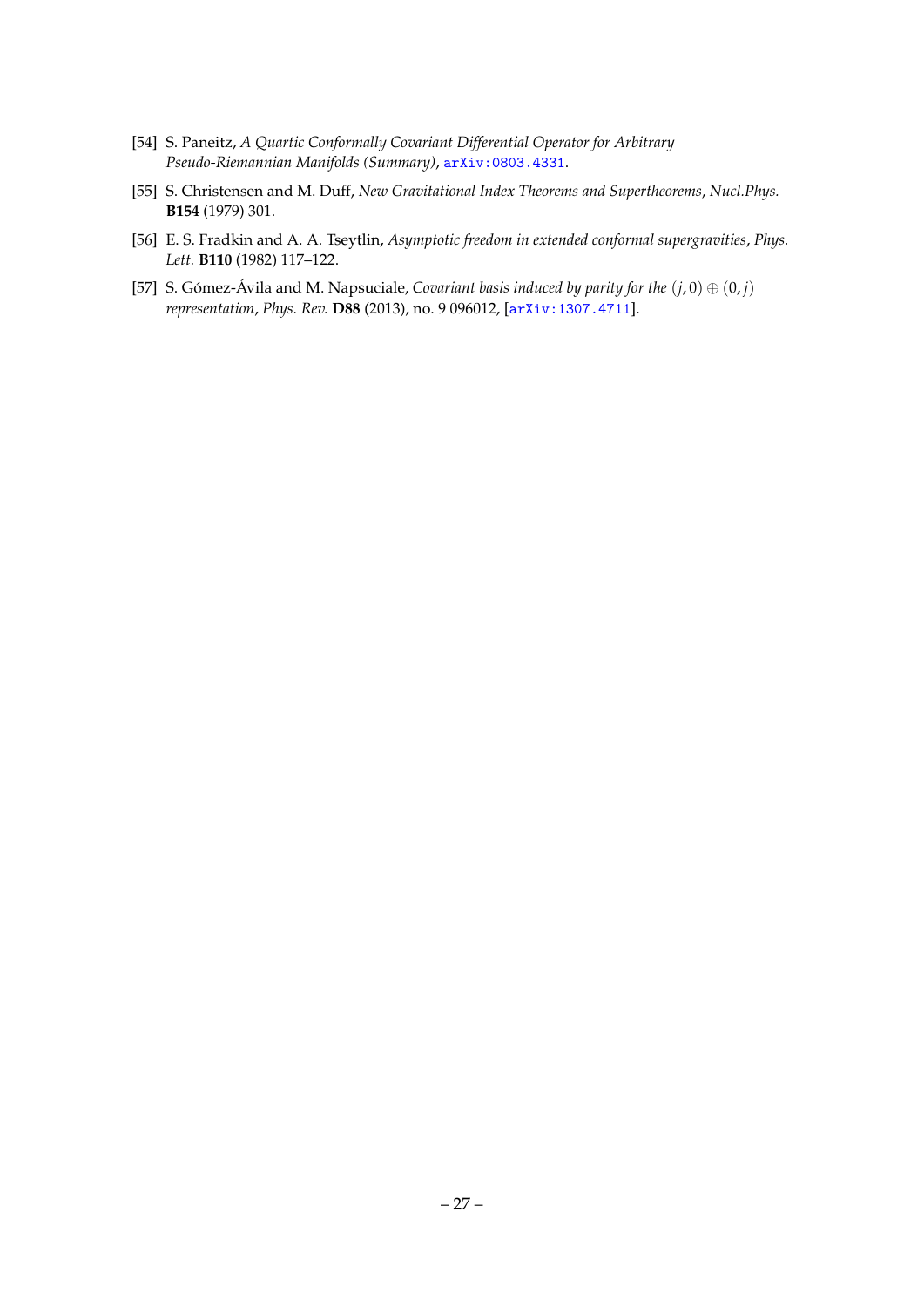[54] S. Paneitz, *A Quartic Conformally Covariant Differential Operator for Arbitrary Pseudo-Riemannian Manifolds (Summary)*, arXiv:0803.4331.

[55] S. Christensen and M. Duff, *New Gravitational Index Theorems and Supertheorems*, *Nucl.Phys.* **B154** (1979) 301.

[56] E. S. Fradkin and A. A. Tseytlin, *Asymptotic freedom in extended conformal supergravities*, *Phys. Lett.* **B110** (1982) 117–122.

[57] S. Gómez-Ávila and M. Napsuciale, *Covariant basis induced by parity for the $(j, 0) \oplus (0, j)$ representation*, *Phys. Rev.* **D88** (2013), no. 9 096012, [arXiv:1307.4711].